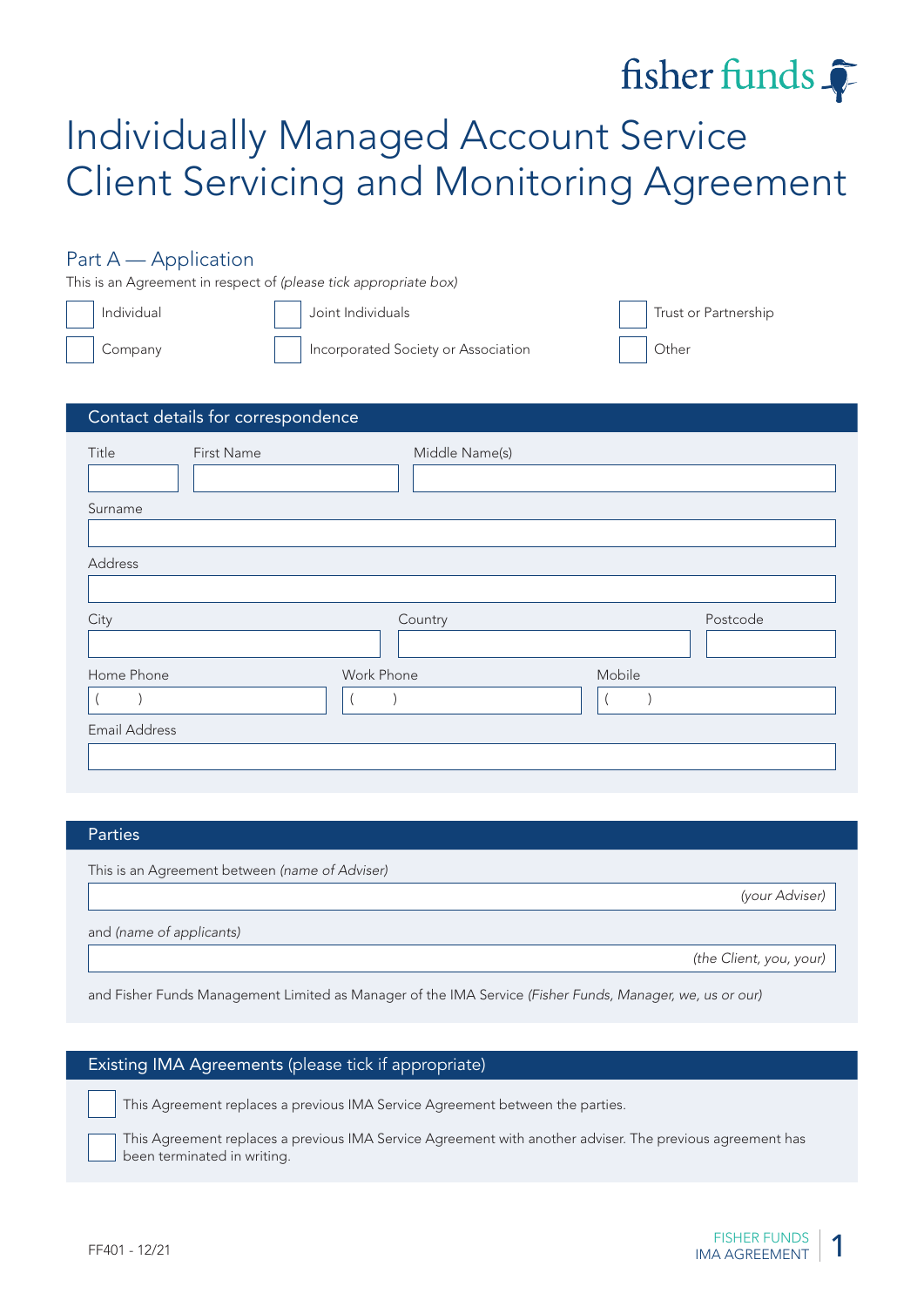fisher funds

# Individually Managed Account Service Client Servicing and Monitoring Agreement

## Part A — Application

This is an Agreement in respect of *(please tick appropriate box)*

- [ ] Individual
- [ ] Joint Individuals
- [ ] Trust or Partnership
- [ ] Company
- [ ] Incorporated Society or Association
- [ ] Other

### Contact details for correspondence

| Title | First Name | Middle Name(s) |
|---|---|---|
| | | |

Surname

Address

| City | Country | Postcode |
|---|---|---|
| | | |

| Home Phone | Work Phone | Mobile |
|---|---|---|
| (    ) | (    ) | (    ) |

Email Address

### Parties

This is an Agreement between *(name of Adviser)*

*(your Adviser)*

and *(name of applicants)*

*(the Client, you, your)*

and Fisher Funds Management Limited as Manager of the IMA Service *(Fisher Funds, Manager, we, us or our)*

### Existing IMA Agreements (please tick if appropriate)

- [ ] This Agreement replaces a previous IMA Service Agreement between the parties.
- [ ] This Agreement replaces a previous IMA Service Agreement with another adviser. The previous agreement has been terminated in writing.

FF401 - 12/21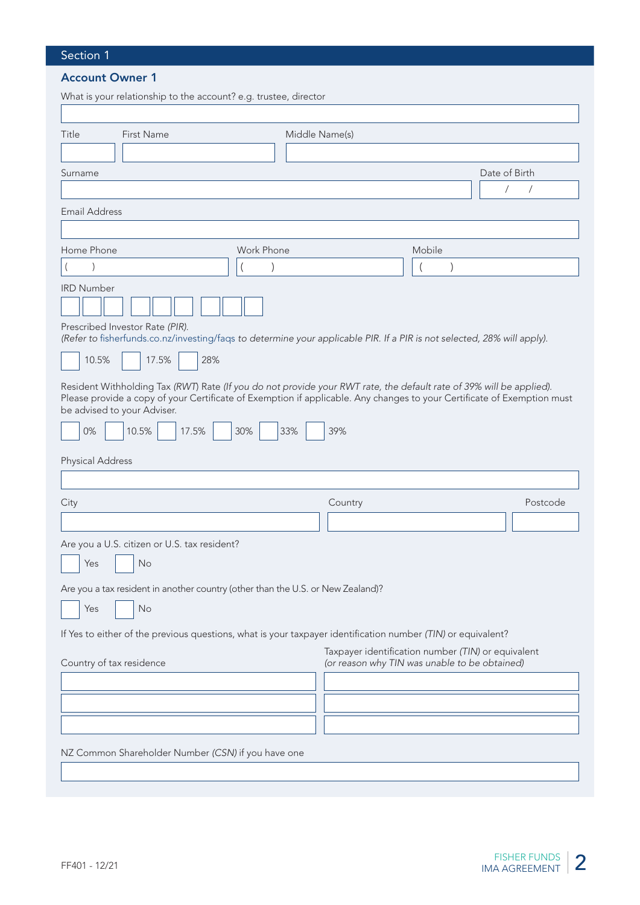## Section 1

### Account Owner 1

What is your relationship to the account? e.g. trustee, director

Title | First Name | Middle Name(s)

Surname | Date of Birth / /

Email Address

Home Phone ( ) | Work Phone ( ) | Mobile ( )

IRD Number

Prescribed Investor Rate *(PIR).*
*(Refer to fisherfunds.co.nz/investing/faqs to determine your applicable PIR. If a PIR is not selected, 28% will apply).*

☐ 10.5% ☐ 17.5% ☐ 28%

Resident Withholding Tax *(RWT)* Rate *(If you do not provide your RWT rate, the default rate of 39% will be applied).* Please provide a copy of your Certificate of Exemption if applicable. Any changes to your Certificate of Exemption must be advised to your Adviser.

☐ 0% ☐ 10.5% ☐ 17.5% ☐ 30% ☐ 33% ☐ 39%

Physical Address

City | Country | Postcode

Are you a U.S. citizen or U.S. tax resident?

☐ Yes ☐ No

Are you a tax resident in another country (other than the U.S. or New Zealand)?

☐ Yes ☐ No

If Yes to either of the previous questions, what is your taxpayer identification number *(TIN)* or equivalent?

| Country of tax residence | Taxpayer identification number *(TIN)* or equivalent *(or reason why TIN was unable to be obtained)* |
|---|---|
| | |
| | |
| | |

NZ Common Shareholder Number *(CSN)* if you have one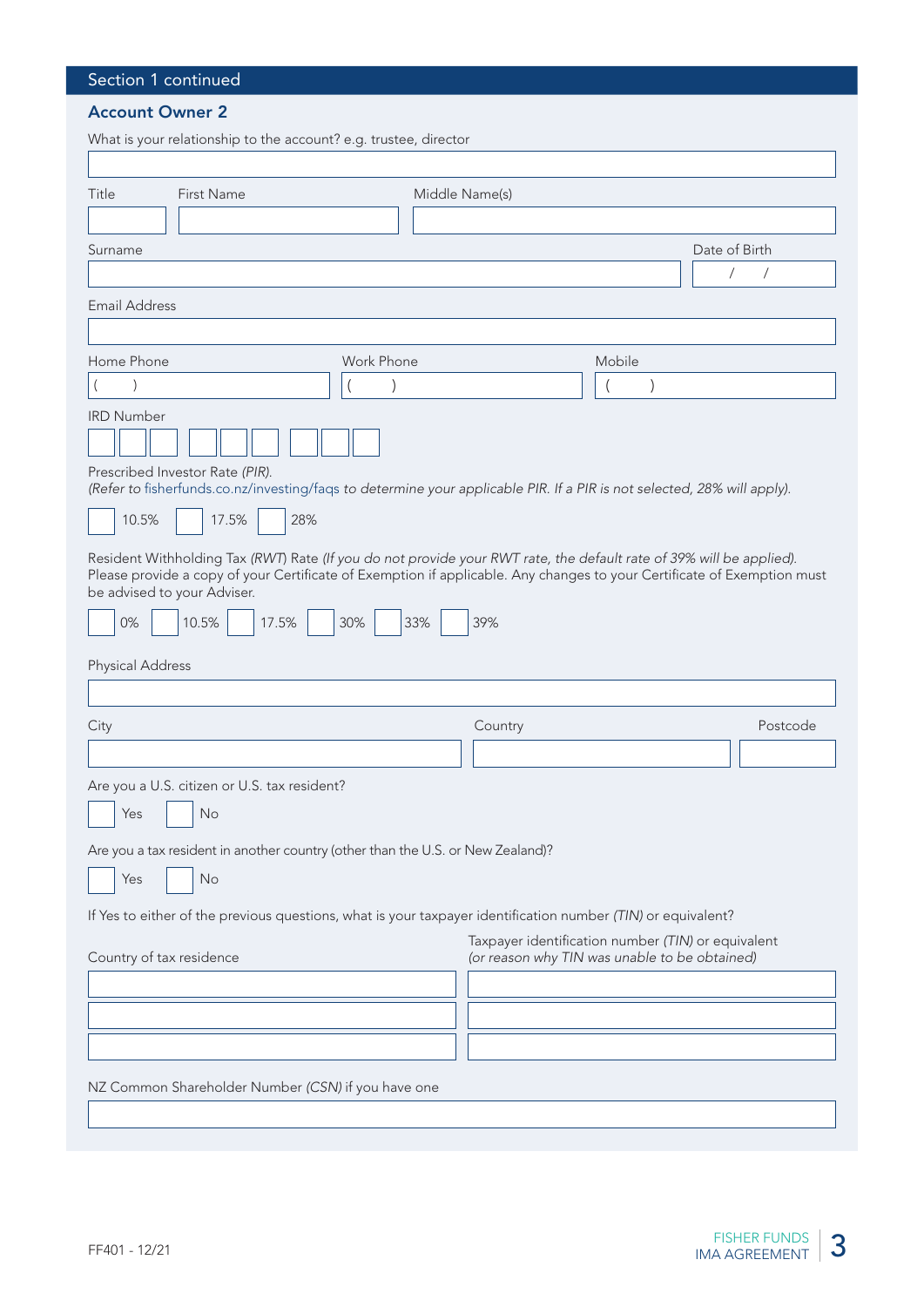## Section 1 continued

### Account Owner 2

What is your relationship to the account? e.g. trustee, director

Title

First Name

Middle Name(s)

Surname

Date of Birth

/ /

Email Address

Home Phone

( )

Work Phone

( )

Mobile

( )

IRD Number

Prescribed Investor Rate *(PIR)*.
*(Refer to fisherfunds.co.nz/investing/faqs to determine your applicable PIR. If a PIR is not selected, 28% will apply).*

☐ 10.5% ☐ 17.5% ☐ 28%

Resident Withholding Tax *(RWT)* Rate *(If you do not provide your RWT rate, the default rate of 39% will be applied).*
Please provide a copy of your Certificate of Exemption if applicable. Any changes to your Certificate of Exemption must be advised to your Adviser.

☐ 0% ☐ 10.5% ☐ 17.5% ☐ 30% ☐ 33% ☐ 39%

Physical Address

City

Country

Postcode

Are you a U.S. citizen or U.S. tax resident?

☐ Yes ☐ No

Are you a tax resident in another country (other than the U.S. or New Zealand)?

☐ Yes ☐ No

If Yes to either of the previous questions, what is your taxpayer identification number *(TIN)* or equivalent?

| Country of tax residence | Taxpayer identification number *(TIN)* or equivalent *(or reason why TIN was unable to be obtained)* |
|---|---|
| | |
| | |
| | |

NZ Common Shareholder Number *(CSN)* if you have one

FF401 - 12/21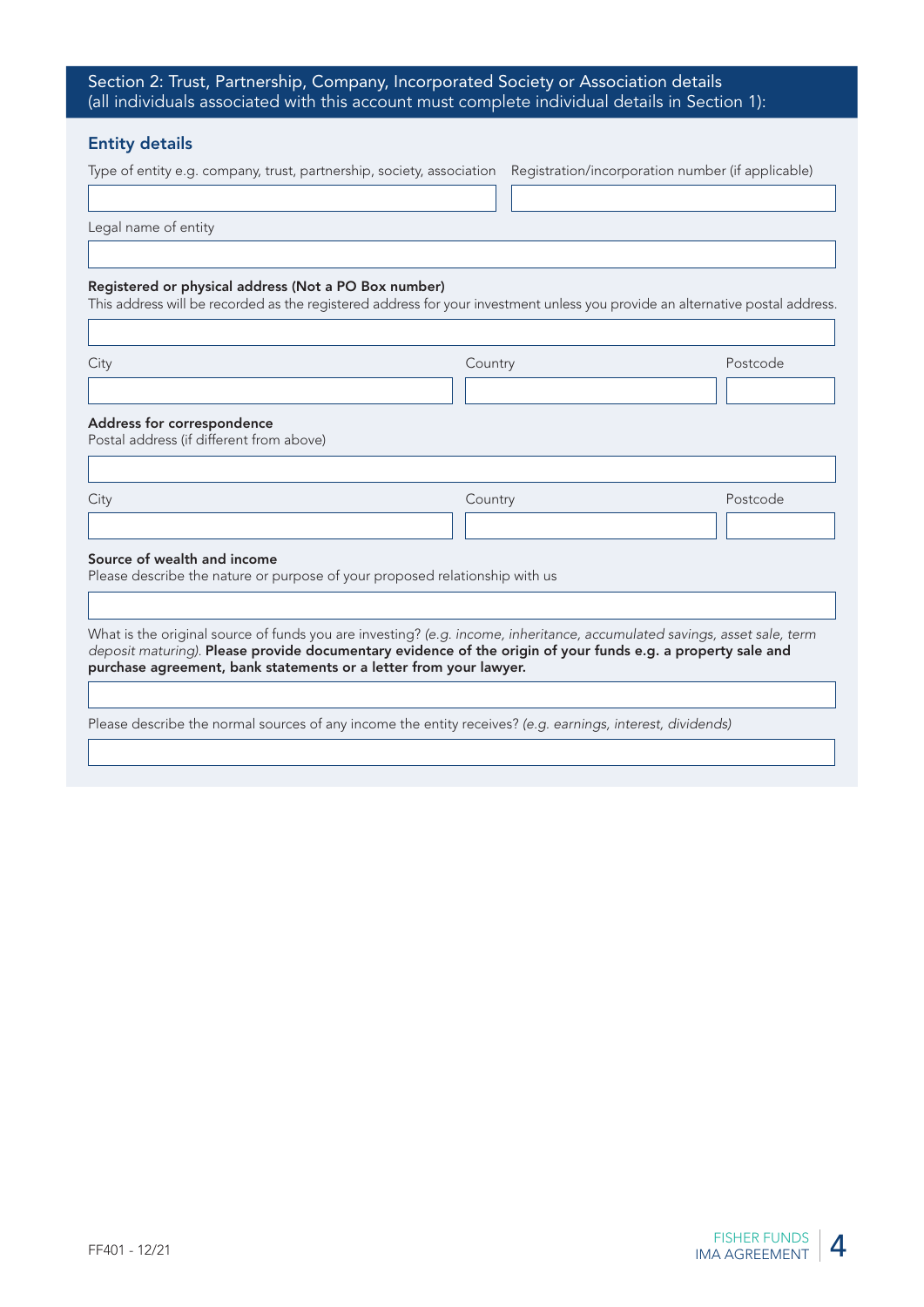## Section 2: Trust, Partnership, Company, Incorporated Society or Association details (all individuals associated with this account must complete individual details in Section 1):

### Entity details

Type of entity e.g. company, trust, partnership, society, association

Registration/incorporation number (if applicable)

Legal name of entity

**Registered or physical address (Not a PO Box number)**
This address will be recorded as the registered address for your investment unless you provide an alternative postal address.

City

Country

Postcode

**Address for correspondence**
Postal address (if different from above)

City

Country

Postcode

**Source of wealth and income**
Please describe the nature or purpose of your proposed relationship with us

What is the original source of funds you are investing? *(e.g. income, inheritance, accumulated savings, asset sale, term deposit maturing).* **Please provide documentary evidence of the origin of your funds e.g. a property sale and purchase agreement, bank statements or a letter from your lawyer.**

Please describe the normal sources of any income the entity receives? *(e.g. earnings, interest, dividends)*

FF401 - 12/21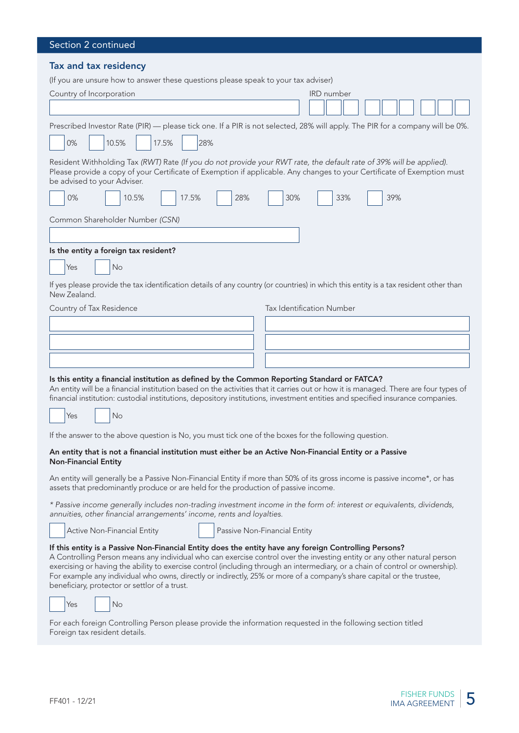## Section 2 continued

### Tax and tax residency

(If you are unsure how to answer these questions please speak to your tax adviser)

Country of Incorporation

IRD number

Prescribed Investor Rate (PIR) — please tick one. If a PIR is not selected, 28% will apply. The PIR for a company will be 0%.

☐ 0% ☐ 10.5% ☐ 17.5% ☐ 28%

Resident Withholding Tax *(RWT)* Rate *(If you do not provide your RWT rate, the default rate of 39% will be applied).* Please provide a copy of your Certificate of Exemption if applicable. Any changes to your Certificate of Exemption must be advised to your Adviser.

☐ 0% ☐ 10.5% ☐ 17.5% ☐ 28% ☐ 30% ☐ 33% ☐ 39%

Common Shareholder Number *(CSN)*

**Is the entity a foreign tax resident?**

☐ Yes ☐ No

If yes please provide the tax identification details of any country (or countries) in which this entity is a tax resident other than New Zealand.

| Country of Tax Residence | Tax Identification Number |
|---|---|
| | |
| | |
| | |

**Is this entity a financial institution as defined by the Common Reporting Standard or FATCA?**
An entity will be a financial institution based on the activities that it carries out or how it is managed. There are four types of financial institution: custodial institutions, depository institutions, investment entities and specified insurance companies.

☐ Yes ☐ No

If the answer to the above question is No, you must tick one of the boxes for the following question.

**An entity that is not a financial institution must either be an Active Non-Financial Entity or a Passive Non-Financial Entity**

An entity will generally be a Passive Non-Financial Entity if more than 50% of its gross income is passive income*, or has assets that predominantly produce or are held for the production of passive income.

*\* Passive income generally includes non-trading investment income in the form of: interest or equivalents, dividends, annuities, other financial arrangements' income, rents and loyalties.*

☐ Active Non-Financial Entity ☐ Passive Non-Financial Entity

**If this entity is a Passive Non-Financial Entity does the entity have any foreign Controlling Persons?**
A Controlling Person means any individual who can exercise control over the investing entity or any other natural person exercising or having the ability to exercise control (including through an intermediary, or a chain of control or ownership). For example any individual who owns, directly or indirectly, 25% or more of a company's share capital or the trustee, beneficiary, protector or settlor of a trust.

☐ Yes ☐ No

For each foreign Controlling Person please provide the information requested in the following section titled Foreign tax resident details.

FF401 - 12/21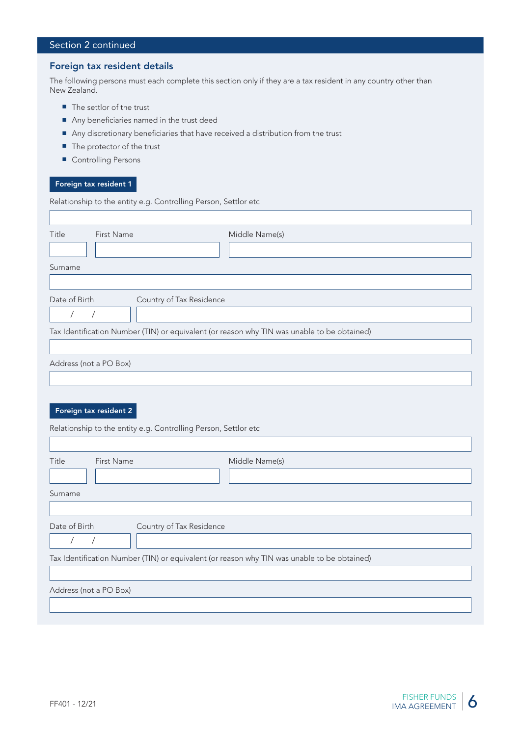## Section 2 continued

### Foreign tax resident details

The following persons must each complete this section only if they are a tax resident in any country other than New Zealand.

- The settlor of the trust
- Any beneficiaries named in the trust deed
- Any discretionary beneficiaries that have received a distribution from the trust
- The protector of the trust
- Controlling Persons

**Foreign tax resident 1**

Relationship to the entity e.g. Controlling Person, Settlor etc

Title | First Name | Middle Name(s)

Surname

Date of Birth / / | Country of Tax Residence

Tax Identification Number (TIN) or equivalent (or reason why TIN was unable to be obtained)

Address (not a PO Box)

**Foreign tax resident 2**

Relationship to the entity e.g. Controlling Person, Settlor etc

Title | First Name | Middle Name(s)

Surname

Date of Birth / / | Country of Tax Residence

Tax Identification Number (TIN) or equivalent (or reason why TIN was unable to be obtained)

Address (not a PO Box)

FF401 - 12/21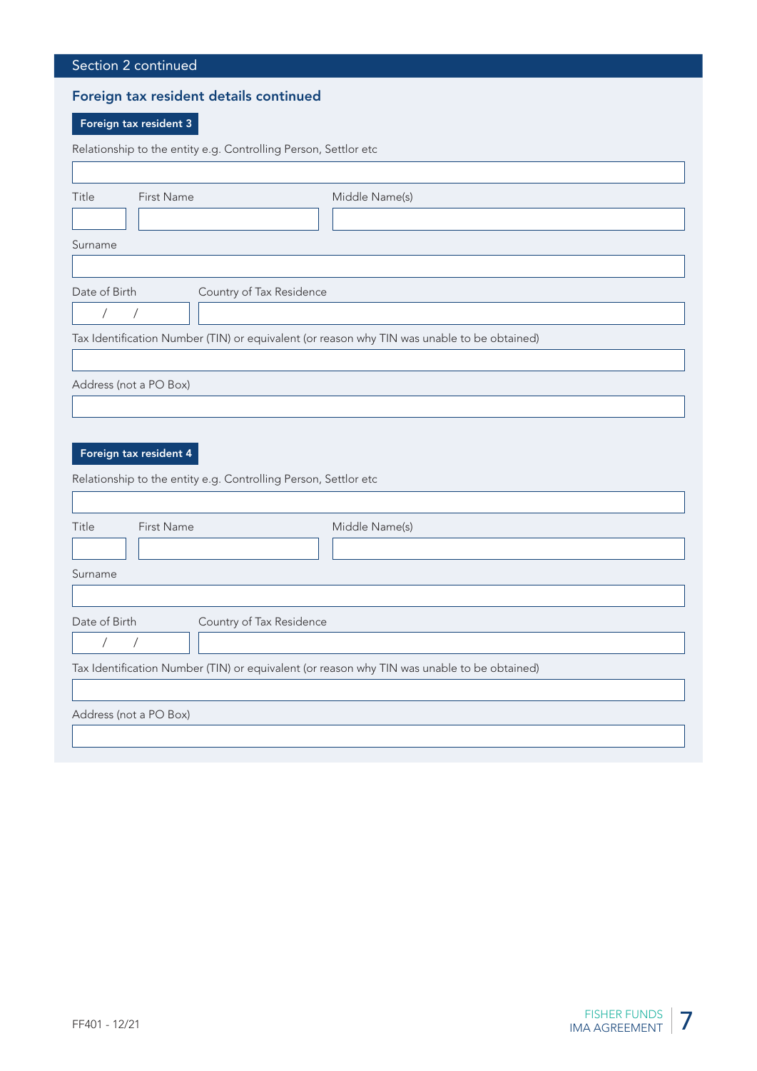## Section 2 continued

### Foreign tax resident details continued

**Foreign tax resident 3**

Relationship to the entity e.g. Controlling Person, Settlor etc

| Title | First Name | Middle Name(s) |
|---|---|---|
| | | |

Surname

| Date of Birth | Country of Tax Residence |
|---|---|
| / / | |

Tax Identification Number (TIN) or equivalent (or reason why TIN was unable to be obtained)

Address (not a PO Box)

**Foreign tax resident 4**

Relationship to the entity e.g. Controlling Person, Settlor etc

| Title | First Name | Middle Name(s) |
|---|---|---|
| | | |

Surname

| Date of Birth | Country of Tax Residence |
|---|---|
| / / | |

Tax Identification Number (TIN) or equivalent (or reason why TIN was unable to be obtained)

Address (not a PO Box)

FF401 - 12/21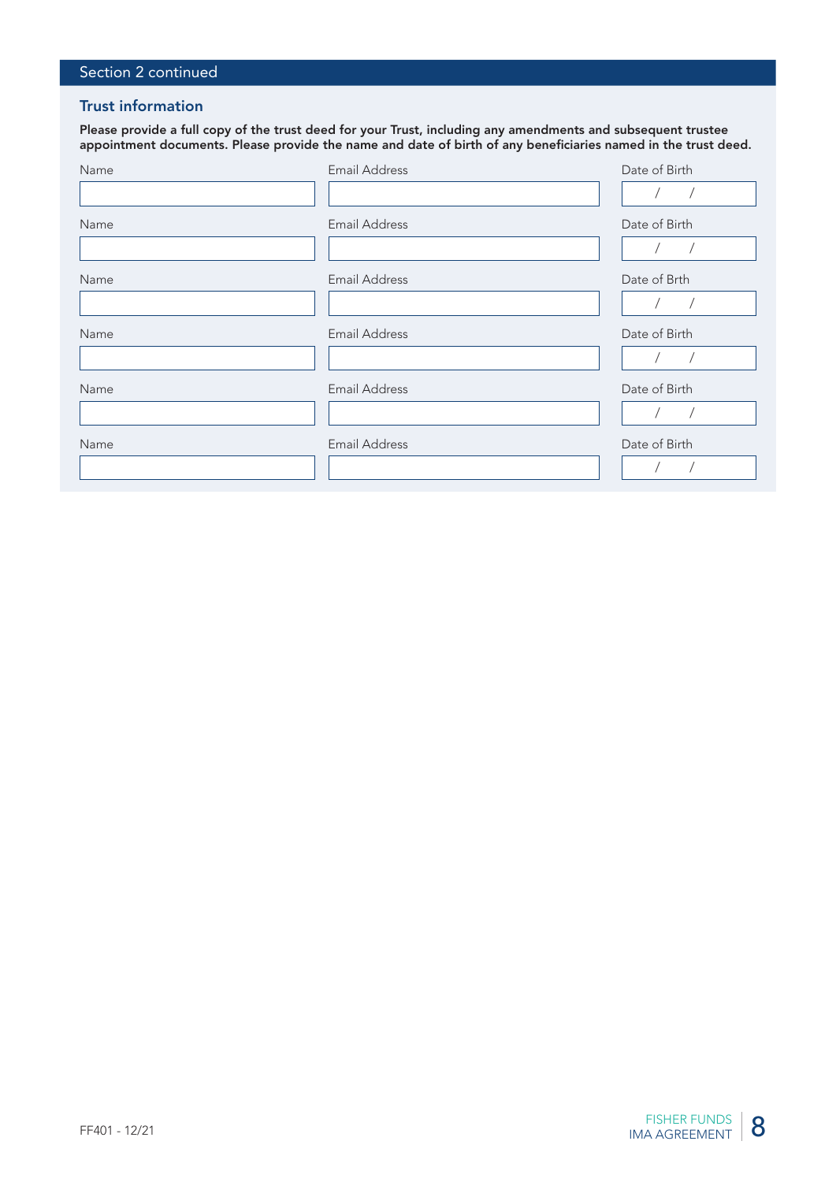## Section 2 continued

### Trust information

**Please provide a full copy of the trust deed for your Trust, including any amendments and subsequent trustee appointment documents. Please provide the name and date of birth of any beneficiaries named in the trust deed.**

| Name | Email Address | Date of Birth |
|---|---|---|
| | | / / |

| Name | Email Address | Date of Birth |
|---|---|---|
| | | / / |

| Name | Email Address | Date of Brth |
|---|---|---|
| | | / / |

| Name | Email Address | Date of Birth |
|---|---|---|
| | | / / |

| Name | Email Address | Date of Birth |
|---|---|---|
| | | / / |

| Name | Email Address | Date of Birth |
|---|---|---|
| | | / / |

FF401 - 12/21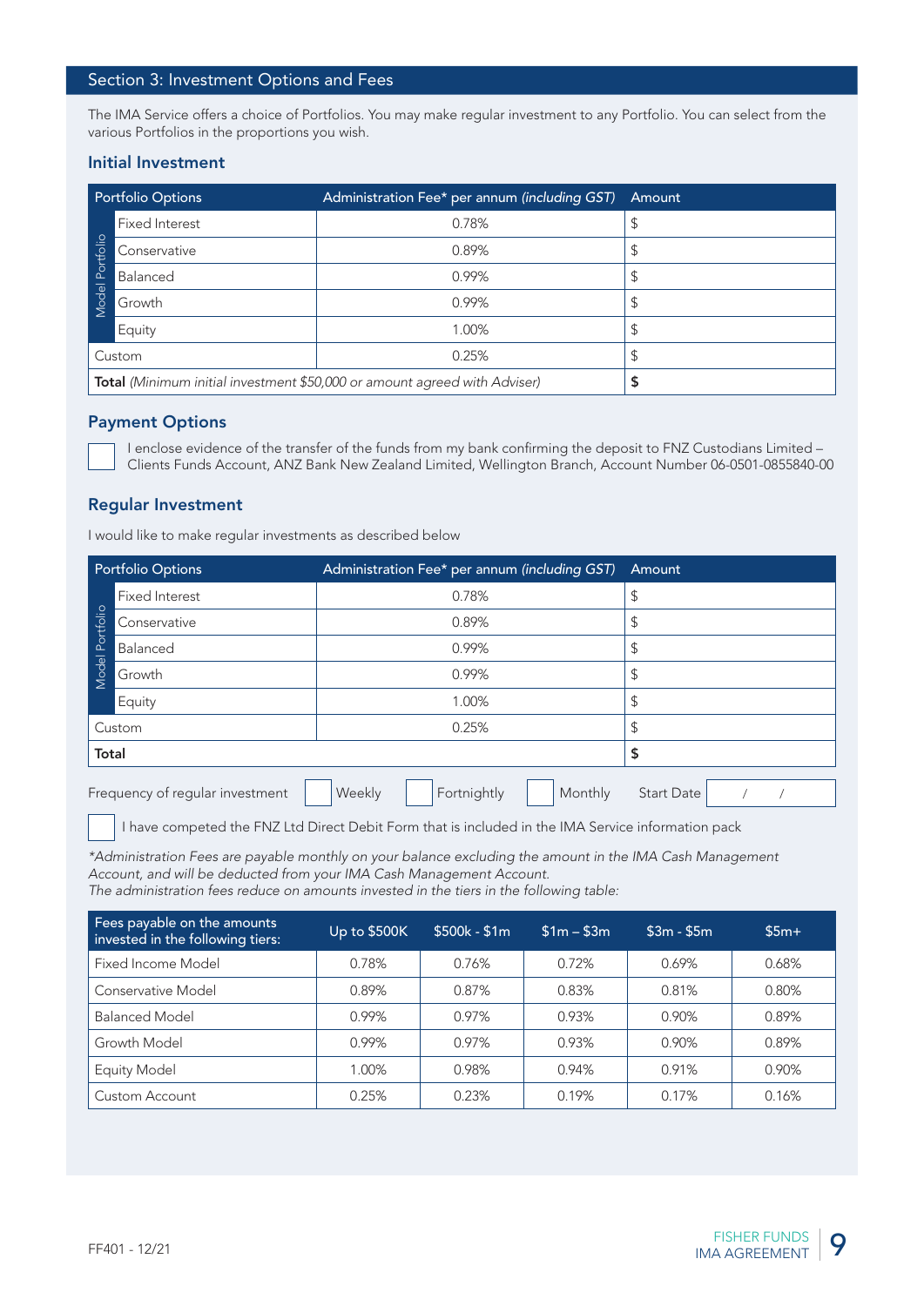## Section 3: Investment Options and Fees

The IMA Service offers a choice of Portfolios. You may make regular investment to any Portfolio. You can select from the various Portfolios in the proportions you wish.

### Initial Investment

| Portfolio Options | | Administration Fee* per annum *(including GST)* | Amount |
|---|---|---|---|
| Model Portfolio | Fixed Interest | 0.78% | $ |
| | Conservative | 0.89% | $ |
| | Balanced | 0.99% | $ |
| | Growth | 0.99% | $ |
| | Equity | 1.00% | $ |
| Custom | | 0.25% | $ |
| **Total** *(Minimum initial investment $50,000 or amount agreed with Adviser)* | | | **$** |

### Payment Options

☐ I enclose evidence of the transfer of the funds from my bank confirming the deposit to FNZ Custodians Limited – Clients Funds Account, ANZ Bank New Zealand Limited, Wellington Branch, Account Number 06-0501-0855840-00

### Regular Investment

I would like to make regular investments as described below

| Portfolio Options | | Administration Fee* per annum *(including GST)* | Amount |
|---|---|---|---|
| Model Portfolio | Fixed Interest | 0.78% | $ |
| | Conservative | 0.89% | $ |
| | Balanced | 0.99% | $ |
| | Growth | 0.99% | $ |
| | Equity | 1.00% | $ |
| Custom | | 0.25% | $ |
| **Total** | | | **$** |

Frequency of regular investment ☐ Weekly ☐ Fortnightly ☐ Monthly Start Date / /

☐ I have competed the FNZ Ltd Direct Debit Form that is included in the IMA Service information pack

*\*Administration Fees are payable monthly on your balance excluding the amount in the IMA Cash Management Account, and will be deducted from your IMA Cash Management Account.*
*The administration fees reduce on amounts invested in the tiers in the following table:*

| Fees payable on the amounts invested in the following tiers: | Up to $500K | $500k - $1m | $1m – $3m | $3m - $5m | $5m+ |
|---|---|---|---|---|---|
| Fixed Income Model | 0.78% | 0.76% | 0.72% | 0.69% | 0.68% |
| Conservative Model | 0.89% | 0.87% | 0.83% | 0.81% | 0.80% |
| Balanced Model | 0.99% | 0.97% | 0.93% | 0.90% | 0.89% |
| Growth Model | 0.99% | 0.97% | 0.93% | 0.90% | 0.89% |
| Equity Model | 1.00% | 0.98% | 0.94% | 0.91% | 0.90% |
| Custom Account | 0.25% | 0.23% | 0.19% | 0.17% | 0.16% |

FF401 - 12/21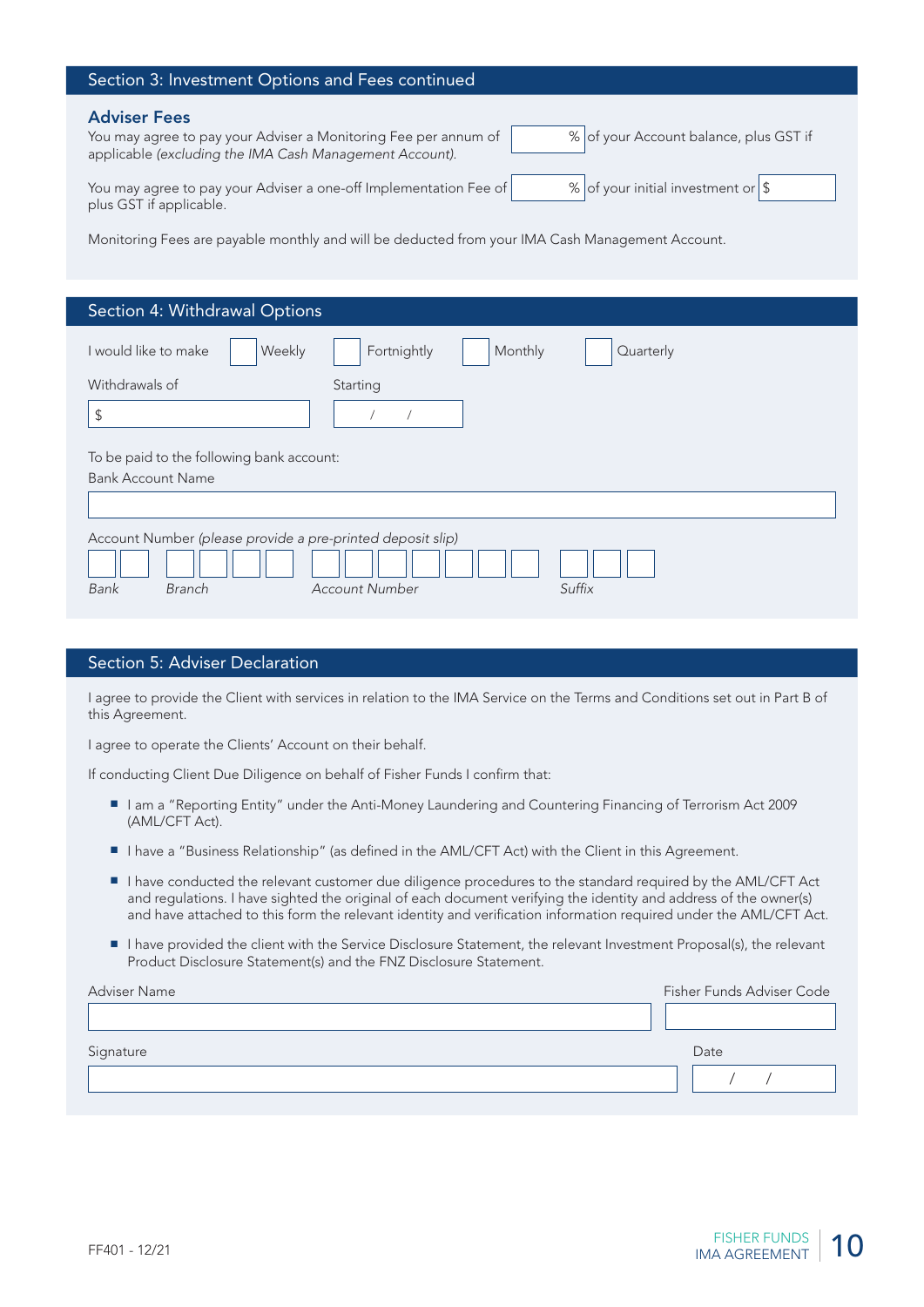## Section 3: Investment Options and Fees continued

### Adviser Fees

You may agree to pay your Adviser a Monitoring Fee per annum of ______ % of your Account balance, plus GST if applicable *(excluding the IMA Cash Management Account).*

You may agree to pay your Adviser a one-off Implementation Fee of ______ % of your initial investment or $ ______ plus GST if applicable.

Monitoring Fees are payable monthly and will be deducted from your IMA Cash Management Account.

## Section 4: Withdrawal Options

I would like to make ☐ Weekly ☐ Fortnightly ☐ Monthly ☐ Quarterly

Withdrawals of $ ______ Starting ___ / ___ / ___

To be paid to the following bank account:

Bank Account Name ______

Account Number *(please provide a pre-printed deposit slip)*

*Bank* ______ *Branch* ______ *Account Number* ______ *Suffix* ______

## Section 5: Adviser Declaration

I agree to provide the Client with services in relation to the IMA Service on the Terms and Conditions set out in Part B of this Agreement.

I agree to operate the Clients' Account on their behalf.

If conducting Client Due Diligence on behalf of Fisher Funds I confirm that:

- I am a "Reporting Entity" under the Anti-Money Laundering and Countering Financing of Terrorism Act 2009 (AML/CFT Act).
- I have a "Business Relationship" (as defined in the AML/CFT Act) with the Client in this Agreement.
- I have conducted the relevant customer due diligence procedures to the standard required by the AML/CFT Act and regulations. I have sighted the original of each document verifying the identity and address of the owner(s) and have attached to this form the relevant identity and verification information required under the AML/CFT Act.
- I have provided the client with the Service Disclosure Statement, the relevant Investment Proposal(s), the relevant Product Disclosure Statement(s) and the FNZ Disclosure Statement.

Adviser Name ______ Fisher Funds Adviser Code ______

Signature ______ Date ___ / ___ / ___

FF401 - 12/21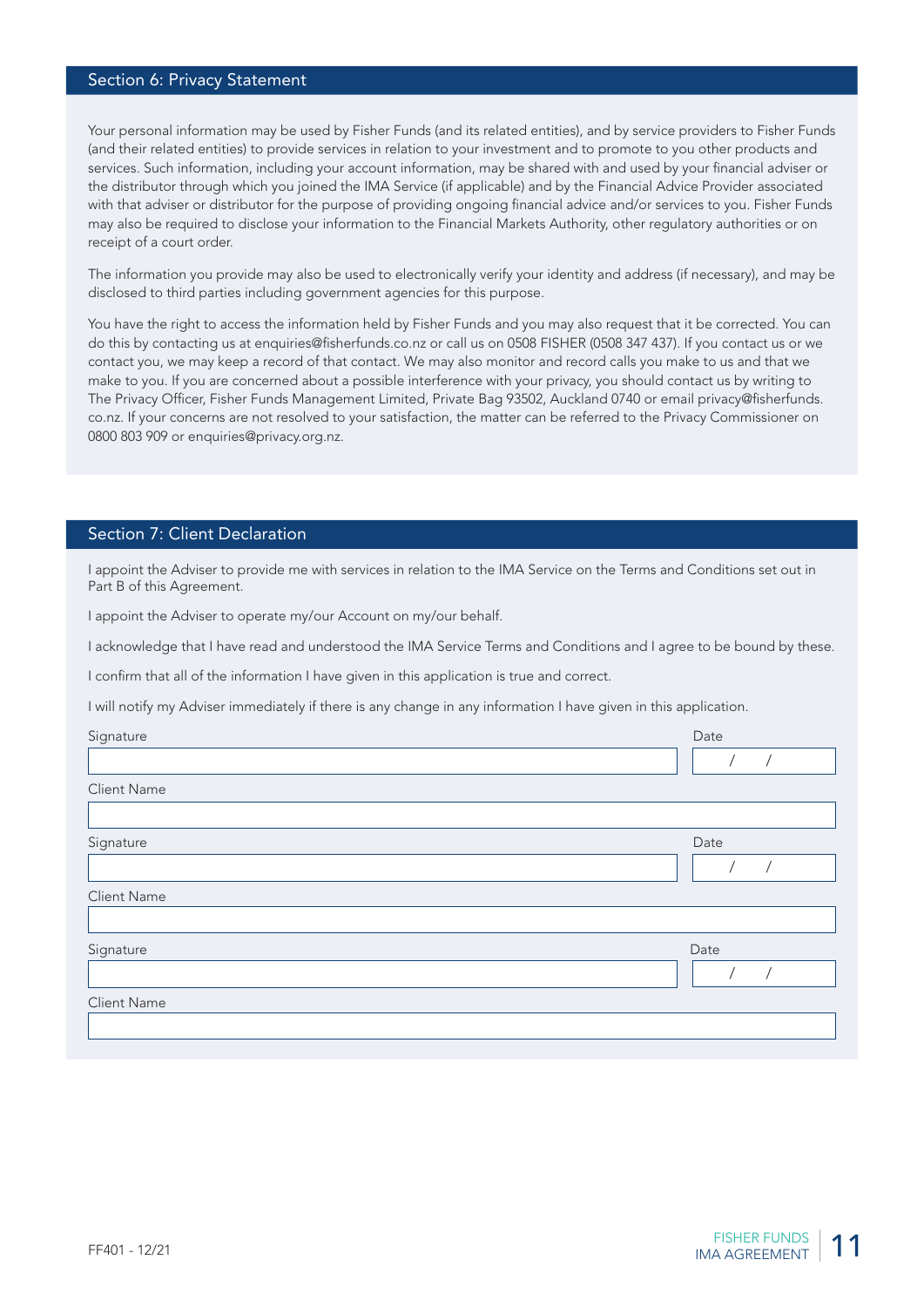## Section 6: Privacy Statement

Your personal information may be used by Fisher Funds (and its related entities), and by service providers to Fisher Funds (and their related entities) to provide services in relation to your investment and to promote to you other products and services. Such information, including your account information, may be shared with and used by your financial adviser or the distributor through which you joined the IMA Service (if applicable) and by the Financial Advice Provider associated with that adviser or distributor for the purpose of providing ongoing financial advice and/or services to you. Fisher Funds may also be required to disclose your information to the Financial Markets Authority, other regulatory authorities or on receipt of a court order.

The information you provide may also be used to electronically verify your identity and address (if necessary), and may be disclosed to third parties including government agencies for this purpose.

You have the right to access the information held by Fisher Funds and you may also request that it be corrected. You can do this by contacting us at enquiries@fisherfunds.co.nz or call us on 0508 FISHER (0508 347 437). If you contact us or we contact you, we may keep a record of that contact. We may also monitor and record calls you make to us and that we make to you. If you are concerned about a possible interference with your privacy, you should contact us by writing to The Privacy Officer, Fisher Funds Management Limited, Private Bag 93502, Auckland 0740 or email privacy@fisherfunds.co.nz. If your concerns are not resolved to your satisfaction, the matter can be referred to the Privacy Commissioner on 0800 803 909 or enquiries@privacy.org.nz.

## Section 7: Client Declaration

I appoint the Adviser to provide me with services in relation to the IMA Service on the Terms and Conditions set out in Part B of this Agreement.

I appoint the Adviser to operate my/our Account on my/our behalf.

I acknowledge that I have read and understood the IMA Service Terms and Conditions and I agree to be bound by these.

I confirm that all of the information I have given in this application is true and correct.

I will notify my Adviser immediately if there is any change in any information I have given in this application.

Signature ______________________ Date ___ / ___ / ___

Client Name ______________________

Signature ______________________ Date ___ / ___ / ___

Client Name ______________________

Signature ______________________ Date ___ / ___ / ___

Client Name ______________________

FF401 - 12/21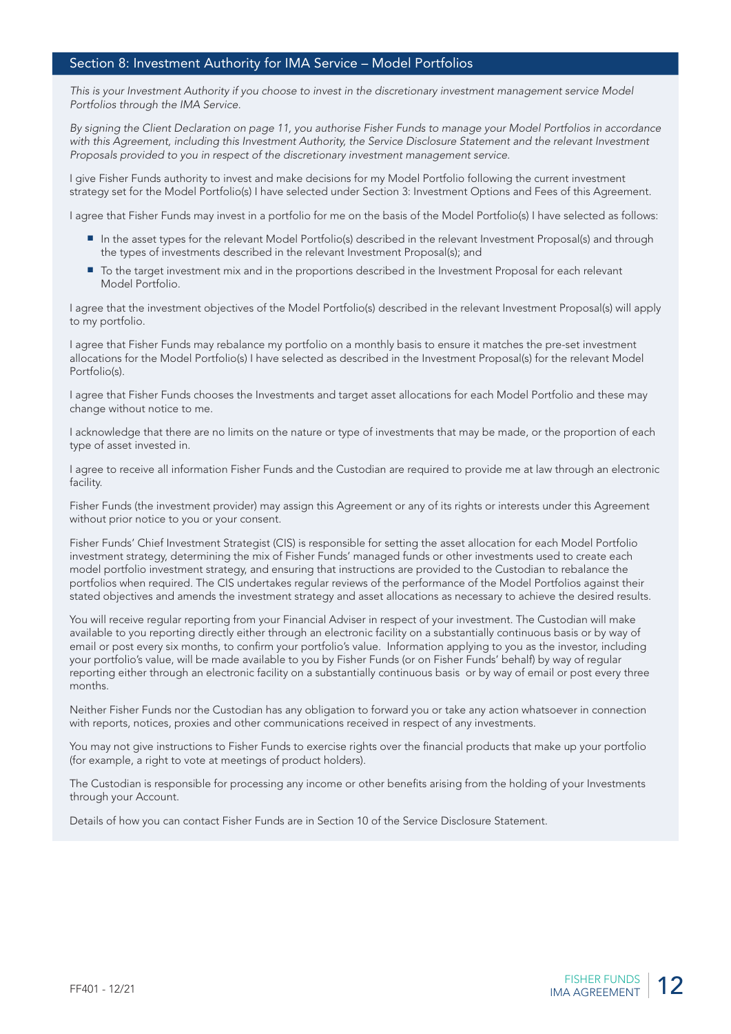## Section 8: Investment Authority for IMA Service – Model Portfolios

*This is your Investment Authority if you choose to invest in the discretionary investment management service Model Portfolios through the IMA Service.*

*By signing the Client Declaration on page 11, you authorise Fisher Funds to manage your Model Portfolios in accordance with this Agreement, including this Investment Authority, the Service Disclosure Statement and the relevant Investment Proposals provided to you in respect of the discretionary investment management service.*

I give Fisher Funds authority to invest and make decisions for my Model Portfolio following the current investment strategy set for the Model Portfolio(s) I have selected under Section 3: Investment Options and Fees of this Agreement.

I agree that Fisher Funds may invest in a portfolio for me on the basis of the Model Portfolio(s) I have selected as follows:

- In the asset types for the relevant Model Portfolio(s) described in the relevant Investment Proposal(s) and through the types of investments described in the relevant Investment Proposal(s); and
- To the target investment mix and in the proportions described in the Investment Proposal for each relevant Model Portfolio.

I agree that the investment objectives of the Model Portfolio(s) described in the relevant Investment Proposal(s) will apply to my portfolio.

I agree that Fisher Funds may rebalance my portfolio on a monthly basis to ensure it matches the pre-set investment allocations for the Model Portfolio(s) I have selected as described in the Investment Proposal(s) for the relevant Model Portfolio(s).

I agree that Fisher Funds chooses the Investments and target asset allocations for each Model Portfolio and these may change without notice to me.

I acknowledge that there are no limits on the nature or type of investments that may be made, or the proportion of each type of asset invested in.

I agree to receive all information Fisher Funds and the Custodian are required to provide me at law through an electronic facility.

Fisher Funds (the investment provider) may assign this Agreement or any of its rights or interests under this Agreement without prior notice to you or your consent.

Fisher Funds' Chief Investment Strategist (CIS) is responsible for setting the asset allocation for each Model Portfolio investment strategy, determining the mix of Fisher Funds' managed funds or other investments used to create each model portfolio investment strategy, and ensuring that instructions are provided to the Custodian to rebalance the portfolios when required. The CIS undertakes regular reviews of the performance of the Model Portfolios against their stated objectives and amends the investment strategy and asset allocations as necessary to achieve the desired results.

You will receive regular reporting from your Financial Adviser in respect of your investment. The Custodian will make available to you reporting directly either through an electronic facility on a substantially continuous basis or by way of email or post every six months, to confirm your portfolio's value. Information applying to you as the investor, including your portfolio's value, will be made available to you by Fisher Funds (or on Fisher Funds' behalf) by way of regular reporting either through an electronic facility on a substantially continuous basis or by way of email or post every three months.

Neither Fisher Funds nor the Custodian has any obligation to forward you or take any action whatsoever in connection with reports, notices, proxies and other communications received in respect of any investments.

You may not give instructions to Fisher Funds to exercise rights over the financial products that make up your portfolio (for example, a right to vote at meetings of product holders).

The Custodian is responsible for processing any income or other benefits arising from the holding of your Investments through your Account.

Details of how you can contact Fisher Funds are in Section 10 of the Service Disclosure Statement.

FF401 - 12/21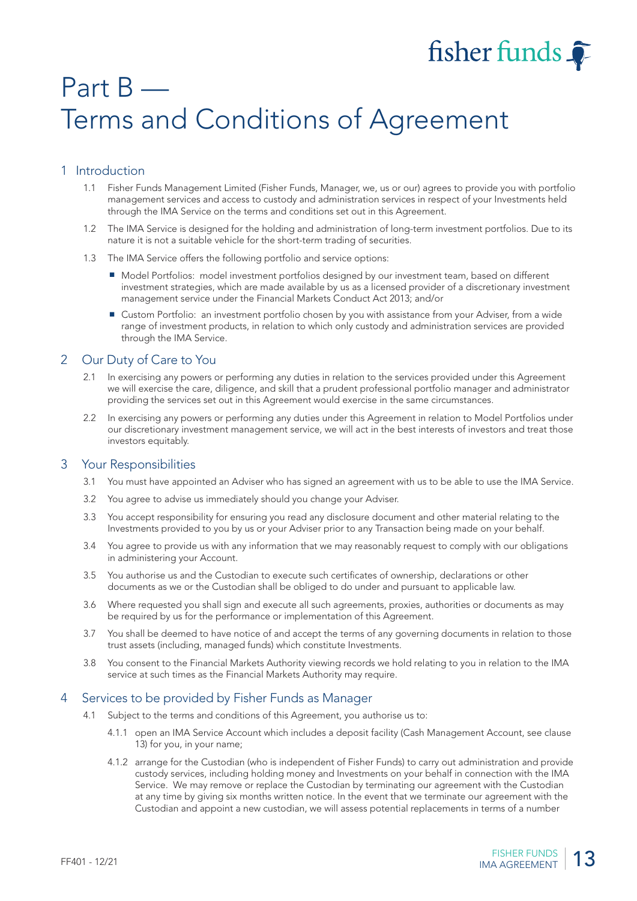# Part B — Terms and Conditions of Agreement

## 1 Introduction

1.1 Fisher Funds Management Limited (Fisher Funds, Manager, we, us or our) agrees to provide you with portfolio management services and access to custody and administration services in respect of your Investments held through the IMA Service on the terms and conditions set out in this Agreement.

1.2 The IMA Service is designed for the holding and administration of long-term investment portfolios. Due to its nature it is not a suitable vehicle for the short-term trading of securities.

1.3 The IMA Service offers the following portfolio and service options:

- Model Portfolios: model investment portfolios designed by our investment team, based on different investment strategies, which are made available by us as a licensed provider of a discretionary investment management service under the Financial Markets Conduct Act 2013; and/or
- Custom Portfolio: an investment portfolio chosen by you with assistance from your Adviser, from a wide range of investment products, in relation to which only custody and administration services are provided through the IMA Service.

## 2 Our Duty of Care to You

2.1 In exercising any powers or performing any duties in relation to the services provided under this Agreement we will exercise the care, diligence, and skill that a prudent professional portfolio manager and administrator providing the services set out in this Agreement would exercise in the same circumstances.

2.2 In exercising any powers or performing any duties under this Agreement in relation to Model Portfolios under our discretionary investment management service, we will act in the best interests of investors and treat those investors equitably.

## 3 Your Responsibilities

3.1 You must have appointed an Adviser who has signed an agreement with us to be able to use the IMA Service.

3.2 You agree to advise us immediately should you change your Adviser.

3.3 You accept responsibility for ensuring you read any disclosure document and other material relating to the Investments provided to you by us or your Adviser prior to any Transaction being made on your behalf.

3.4 You agree to provide us with any information that we may reasonably request to comply with our obligations in administering your Account.

3.5 You authorise us and the Custodian to execute such certificates of ownership, declarations or other documents as we or the Custodian shall be obliged to do under and pursuant to applicable law.

3.6 Where requested you shall sign and execute all such agreements, proxies, authorities or documents as may be required by us for the performance or implementation of this Agreement.

3.7 You shall be deemed to have notice of and accept the terms of any governing documents in relation to those trust assets (including, managed funds) which constitute Investments.

3.8 You consent to the Financial Markets Authority viewing records we hold relating to you in relation to the IMA service at such times as the Financial Markets Authority may require.

## 4 Services to be provided by Fisher Funds as Manager

4.1 Subject to the terms and conditions of this Agreement, you authorise us to:

4.1.1 open an IMA Service Account which includes a deposit facility (Cash Management Account, see clause 13) for you, in your name;

4.1.2 arrange for the Custodian (who is independent of Fisher Funds) to carry out administration and provide custody services, including holding money and Investments on your behalf in connection with the IMA Service. We may remove or replace the Custodian by terminating our agreement with the Custodian at any time by giving six months written notice. In the event that we terminate our agreement with the Custodian and appoint a new custodian, we will assess potential replacements in terms of a number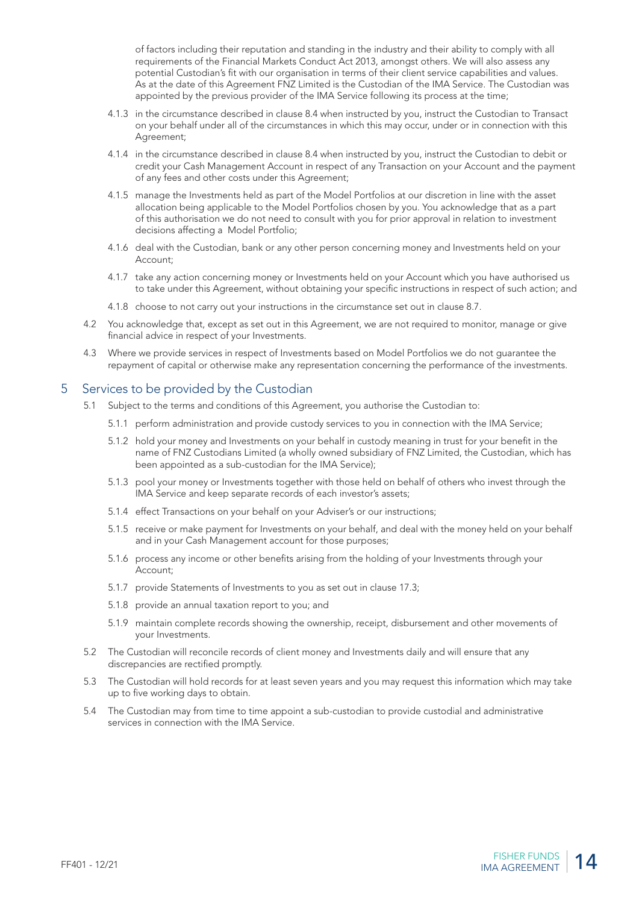of factors including their reputation and standing in the industry and their ability to comply with all requirements of the Financial Markets Conduct Act 2013, amongst others. We will also assess any potential Custodian's fit with our organisation in terms of their client service capabilities and values. As at the date of this Agreement FNZ Limited is the Custodian of the IMA Service. The Custodian was appointed by the previous provider of the IMA Service following its process at the time;

4.1.3 in the circumstance described in clause 8.4 when instructed by you, instruct the Custodian to Transact on your behalf under all of the circumstances in which this may occur, under or in connection with this Agreement;

4.1.4 in the circumstance described in clause 8.4 when instructed by you, instruct the Custodian to debit or credit your Cash Management Account in respect of any Transaction on your Account and the payment of any fees and other costs under this Agreement;

4.1.5 manage the Investments held as part of the Model Portfolios at our discretion in line with the asset allocation being applicable to the Model Portfolios chosen by you. You acknowledge that as a part of this authorisation we do not need to consult with you for prior approval in relation to investment decisions affecting a Model Portfolio;

4.1.6 deal with the Custodian, bank or any other person concerning money and Investments held on your Account;

4.1.7 take any action concerning money or Investments held on your Account which you have authorised us to take under this Agreement, without obtaining your specific instructions in respect of such action; and

4.1.8 choose to not carry out your instructions in the circumstance set out in clause 8.7.

4.2 You acknowledge that, except as set out in this Agreement, we are not required to monitor, manage or give financial advice in respect of your Investments.

4.3 Where we provide services in respect of Investments based on Model Portfolios we do not guarantee the repayment of capital or otherwise make any representation concerning the performance of the investments.

## 5 Services to be provided by the Custodian

5.1 Subject to the terms and conditions of this Agreement, you authorise the Custodian to:

5.1.1 perform administration and provide custody services to you in connection with the IMA Service;

5.1.2 hold your money and Investments on your behalf in custody meaning in trust for your benefit in the name of FNZ Custodians Limited (a wholly owned subsidiary of FNZ Limited, the Custodian, which has been appointed as a sub-custodian for the IMA Service);

5.1.3 pool your money or Investments together with those held on behalf of others who invest through the IMA Service and keep separate records of each investor's assets;

5.1.4 effect Transactions on your behalf on your Adviser's or our instructions;

5.1.5 receive or make payment for Investments on your behalf, and deal with the money held on your behalf and in your Cash Management account for those purposes;

5.1.6 process any income or other benefits arising from the holding of your Investments through your Account;

5.1.7 provide Statements of Investments to you as set out in clause 17.3;

5.1.8 provide an annual taxation report to you; and

5.1.9 maintain complete records showing the ownership, receipt, disbursement and other movements of your Investments.

5.2 The Custodian will reconcile records of client money and Investments daily and will ensure that any discrepancies are rectified promptly.

5.3 The Custodian will hold records for at least seven years and you may request this information which may take up to five working days to obtain.

5.4 The Custodian may from time to time appoint a sub-custodian to provide custodial and administrative services in connection with the IMA Service.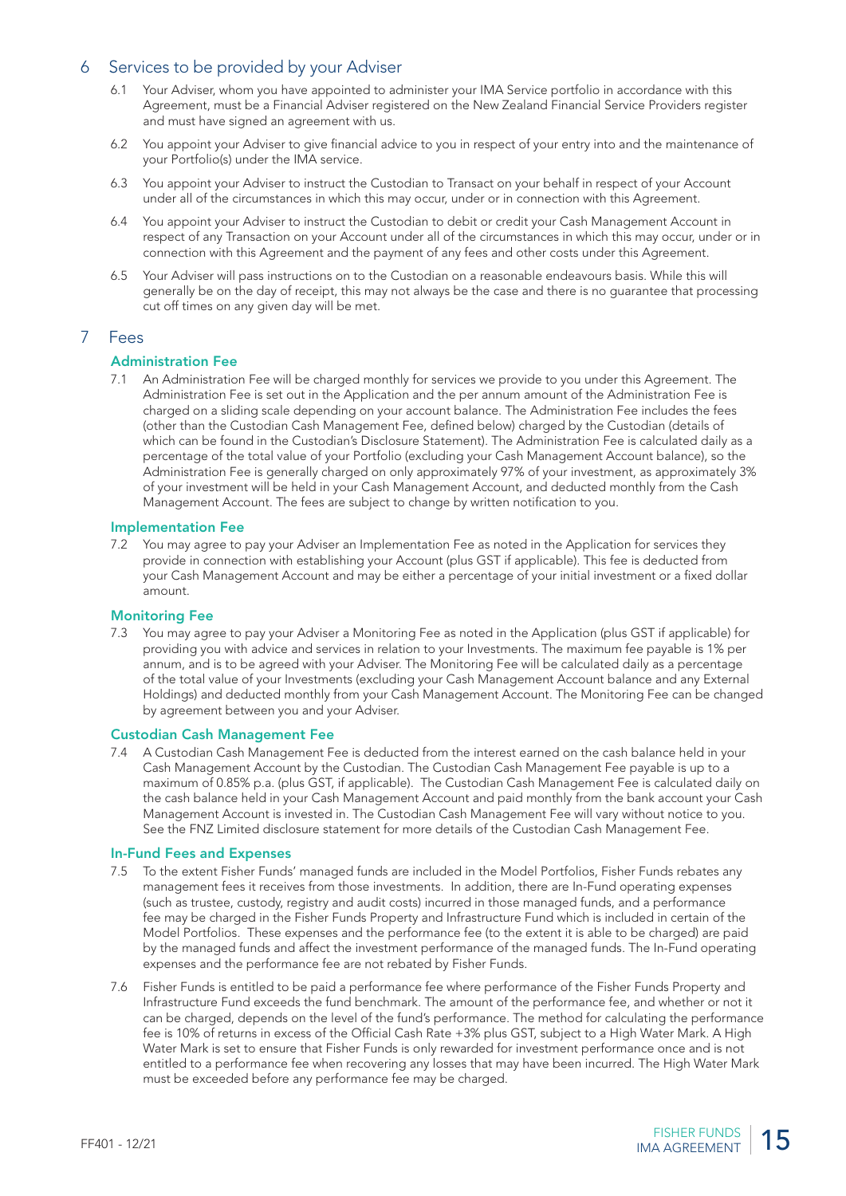## 6 Services to be provided by your Adviser

6.1 Your Adviser, whom you have appointed to administer your IMA Service portfolio in accordance with this Agreement, must be a Financial Adviser registered on the New Zealand Financial Service Providers register and must have signed an agreement with us.

6.2 You appoint your Adviser to give financial advice to you in respect of your entry into and the maintenance of your Portfolio(s) under the IMA service.

6.3 You appoint your Adviser to instruct the Custodian to Transact on your behalf in respect of your Account under all of the circumstances in which this may occur, under or in connection with this Agreement.

6.4 You appoint your Adviser to instruct the Custodian to debit or credit your Cash Management Account in respect of any Transaction on your Account under all of the circumstances in which this may occur, under or in connection with this Agreement and the payment of any fees and other costs under this Agreement.

6.5 Your Adviser will pass instructions on to the Custodian on a reasonable endeavours basis. While this will generally be on the day of receipt, this may not always be the case and there is no guarantee that processing cut off times on any given day will be met.

## 7 Fees

### Administration Fee

7.1 An Administration Fee will be charged monthly for services we provide to you under this Agreement. The Administration Fee is set out in the Application and the per annum amount of the Administration Fee is charged on a sliding scale depending on your account balance. The Administration Fee includes the fees (other than the Custodian Cash Management Fee, defined below) charged by the Custodian (details of which can be found in the Custodian's Disclosure Statement). The Administration Fee is calculated daily as a percentage of the total value of your Portfolio (excluding your Cash Management Account balance), so the Administration Fee is generally charged on only approximately 97% of your investment, as approximately 3% of your investment will be held in your Cash Management Account, and deducted monthly from the Cash Management Account. The fees are subject to change by written notification to you.

### Implementation Fee

7.2 You may agree to pay your Adviser an Implementation Fee as noted in the Application for services they provide in connection with establishing your Account (plus GST if applicable). This fee is deducted from your Cash Management Account and may be either a percentage of your initial investment or a fixed dollar amount.

### Monitoring Fee

7.3 You may agree to pay your Adviser a Monitoring Fee as noted in the Application (plus GST if applicable) for providing you with advice and services in relation to your Investments. The maximum fee payable is 1% per annum, and is to be agreed with your Adviser. The Monitoring Fee will be calculated daily as a percentage of the total value of your Investments (excluding your Cash Management Account balance and any External Holdings) and deducted monthly from your Cash Management Account. The Monitoring Fee can be changed by agreement between you and your Adviser.

### Custodian Cash Management Fee

7.4 A Custodian Cash Management Fee is deducted from the interest earned on the cash balance held in your Cash Management Account by the Custodian. The Custodian Cash Management Fee payable is up to a maximum of 0.85% p.a. (plus GST, if applicable). The Custodian Cash Management Fee is calculated daily on the cash balance held in your Cash Management Account and paid monthly from the bank account your Cash Management Account is invested in. The Custodian Cash Management Fee will vary without notice to you. See the FNZ Limited disclosure statement for more details of the Custodian Cash Management Fee.

### In-Fund Fees and Expenses

7.5 To the extent Fisher Funds' managed funds are included in the Model Portfolios, Fisher Funds rebates any management fees it receives from those investments. In addition, there are In-Fund operating expenses (such as trustee, custody, registry and audit costs) incurred in those managed funds, and a performance fee may be charged in the Fisher Funds Property and Infrastructure Fund which is included in certain of the Model Portfolios. These expenses and the performance fee (to the extent it is able to be charged) are paid by the managed funds and affect the investment performance of the managed funds. The In-Fund operating expenses and the performance fee are not rebated by Fisher Funds.

7.6 Fisher Funds is entitled to be paid a performance fee where performance of the Fisher Funds Property and Infrastructure Fund exceeds the fund benchmark. The amount of the performance fee, and whether or not it can be charged, depends on the level of the fund's performance. The method for calculating the performance fee is 10% of returns in excess of the Official Cash Rate +3% plus GST, subject to a High Water Mark. A High Water Mark is set to ensure that Fisher Funds is only rewarded for investment performance once and is not entitled to a performance fee when recovering any losses that may have been incurred. The High Water Mark must be exceeded before any performance fee may be charged.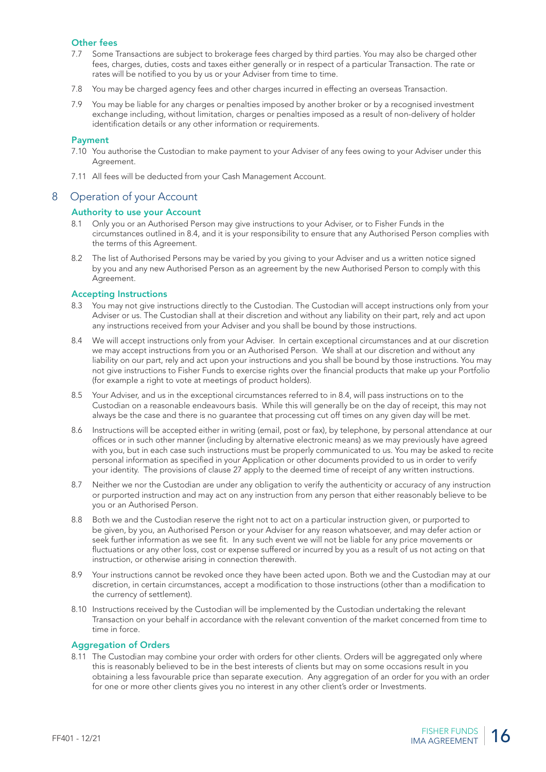### Other fees

7.7 Some Transactions are subject to brokerage fees charged by third parties. You may also be charged other fees, charges, duties, costs and taxes either generally or in respect of a particular Transaction. The rate or rates will be notified to you by us or your Adviser from time to time.

7.8 You may be charged agency fees and other charges incurred in effecting an overseas Transaction.

7.9 You may be liable for any charges or penalties imposed by another broker or by a recognised investment exchange including, without limitation, charges or penalties imposed as a result of non-delivery of holder identification details or any other information or requirements.

### Payment

7.10 You authorise the Custodian to make payment to your Adviser of any fees owing to your Adviser under this Agreement.

7.11 All fees will be deducted from your Cash Management Account.

## 8 Operation of your Account

### Authority to use your Account

8.1 Only you or an Authorised Person may give instructions to your Adviser, or to Fisher Funds in the circumstances outlined in 8.4, and it is your responsibility to ensure that any Authorised Person complies with the terms of this Agreement.

8.2 The list of Authorised Persons may be varied by you giving to your Adviser and us a written notice signed by you and any new Authorised Person as an agreement by the new Authorised Person to comply with this Agreement.

### Accepting Instructions

8.3 You may not give instructions directly to the Custodian. The Custodian will accept instructions only from your Adviser or us. The Custodian shall at their discretion and without any liability on their part, rely and act upon any instructions received from your Adviser and you shall be bound by those instructions.

8.4 We will accept instructions only from your Adviser. In certain exceptional circumstances and at our discretion we may accept instructions from you or an Authorised Person. We shall at our discretion and without any liability on our part, rely and act upon your instructions and you shall be bound by those instructions. You may not give instructions to Fisher Funds to exercise rights over the financial products that make up your Portfolio (for example a right to vote at meetings of product holders).

8.5 Your Adviser, and us in the exceptional circumstances referred to in 8.4, will pass instructions on to the Custodian on a reasonable endeavours basis. While this will generally be on the day of receipt, this may not always be the case and there is no guarantee that processing cut off times on any given day will be met.

8.6 Instructions will be accepted either in writing (email, post or fax), by telephone, by personal attendance at our offices or in such other manner (including by alternative electronic means) as we may previously have agreed with you, but in each case such instructions must be properly communicated to us. You may be asked to recite personal information as specified in your Application or other documents provided to us in order to verify your identity. The provisions of clause 27 apply to the deemed time of receipt of any written instructions.

8.7 Neither we nor the Custodian are under any obligation to verify the authenticity or accuracy of any instruction or purported instruction and may act on any instruction from any person that either reasonably believe to be you or an Authorised Person.

8.8 Both we and the Custodian reserve the right not to act on a particular instruction given, or purported to be given, by you, an Authorised Person or your Adviser for any reason whatsoever, and may defer action or seek further information as we see fit. In any such event we will not be liable for any price movements or fluctuations or any other loss, cost or expense suffered or incurred by you as a result of us not acting on that instruction, or otherwise arising in connection therewith.

8.9 Your instructions cannot be revoked once they have been acted upon. Both we and the Custodian may at our discretion, in certain circumstances, accept a modification to those instructions (other than a modification to the currency of settlement).

8.10 Instructions received by the Custodian will be implemented by the Custodian undertaking the relevant Transaction on your behalf in accordance with the relevant convention of the market concerned from time to time in force.

### Aggregation of Orders

8.11 The Custodian may combine your order with orders for other clients. Orders will be aggregated only where this is reasonably believed to be in the best interests of clients but may on some occasions result in you obtaining a less favourable price than separate execution. Any aggregation of an order for you with an order for one or more other clients gives you no interest in any other client's order or Investments.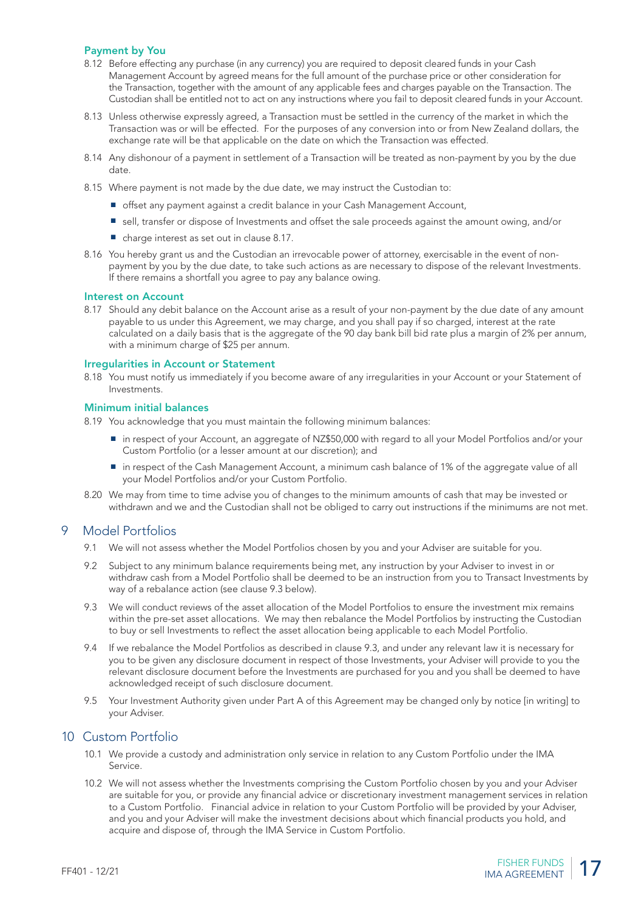### Payment by You

8.12 Before effecting any purchase (in any currency) you are required to deposit cleared funds in your Cash Management Account by agreed means for the full amount of the purchase price or other consideration for the Transaction, together with the amount of any applicable fees and charges payable on the Transaction. The Custodian shall be entitled not to act on any instructions where you fail to deposit cleared funds in your Account.

8.13 Unless otherwise expressly agreed, a Transaction must be settled in the currency of the market in which the Transaction was or will be effected. For the purposes of any conversion into or from New Zealand dollars, the exchange rate will be that applicable on the date on which the Transaction was effected.

8.14 Any dishonour of a payment in settlement of a Transaction will be treated as non-payment by you by the due date.

8.15 Where payment is not made by the due date, we may instruct the Custodian to:

- offset any payment against a credit balance in your Cash Management Account,
- sell, transfer or dispose of Investments and offset the sale proceeds against the amount owing, and/or
- charge interest as set out in clause 8.17.

8.16 You hereby grant us and the Custodian an irrevocable power of attorney, exercisable in the event of non-payment by you by the due date, to take such actions as are necessary to dispose of the relevant Investments. If there remains a shortfall you agree to pay any balance owing.

### Interest on Account

8.17 Should any debit balance on the Account arise as a result of your non-payment by the due date of any amount payable to us under this Agreement, we may charge, and you shall pay if so charged, interest at the rate calculated on a daily basis that is the aggregate of the 90 day bank bill bid rate plus a margin of 2% per annum, with a minimum charge of $25 per annum.

### Irregularities in Account or Statement

8.18 You must notify us immediately if you become aware of any irregularities in your Account or your Statement of Investments.

### Minimum initial balances

8.19 You acknowledge that you must maintain the following minimum balances:

- in respect of your Account, an aggregate of NZ$50,000 with regard to all your Model Portfolios and/or your Custom Portfolio (or a lesser amount at our discretion); and
- in respect of the Cash Management Account, a minimum cash balance of 1% of the aggregate value of all your Model Portfolios and/or your Custom Portfolio.

8.20 We may from time to time advise you of changes to the minimum amounts of cash that may be invested or withdrawn and we and the Custodian shall not be obliged to carry out instructions if the minimums are not met.

## 9 Model Portfolios

9.1 We will not assess whether the Model Portfolios chosen by you and your Adviser are suitable for you.

9.2 Subject to any minimum balance requirements being met, any instruction by your Adviser to invest in or withdraw cash from a Model Portfolio shall be deemed to be an instruction from you to Transact Investments by way of a rebalance action (see clause 9.3 below).

9.3 We will conduct reviews of the asset allocation of the Model Portfolios to ensure the investment mix remains within the pre-set asset allocations. We may then rebalance the Model Portfolios by instructing the Custodian to buy or sell Investments to reflect the asset allocation being applicable to each Model Portfolio.

9.4 If we rebalance the Model Portfolios as described in clause 9.3, and under any relevant law it is necessary for you to be given any disclosure document in respect of those Investments, your Adviser will provide to you the relevant disclosure document before the Investments are purchased for you and you shall be deemed to have acknowledged receipt of such disclosure document.

9.5 Your Investment Authority given under Part A of this Agreement may be changed only by notice [in writing] to your Adviser.

## 10 Custom Portfolio

10.1 We provide a custody and administration only service in relation to any Custom Portfolio under the IMA Service.

10.2 We will not assess whether the Investments comprising the Custom Portfolio chosen by you and your Adviser are suitable for you, or provide any financial advice or discretionary investment management services in relation to a Custom Portfolio. Financial advice in relation to your Custom Portfolio will be provided by your Adviser, and you and your Adviser will make the investment decisions about which financial products you hold, and acquire and dispose of, through the IMA Service in Custom Portfolio.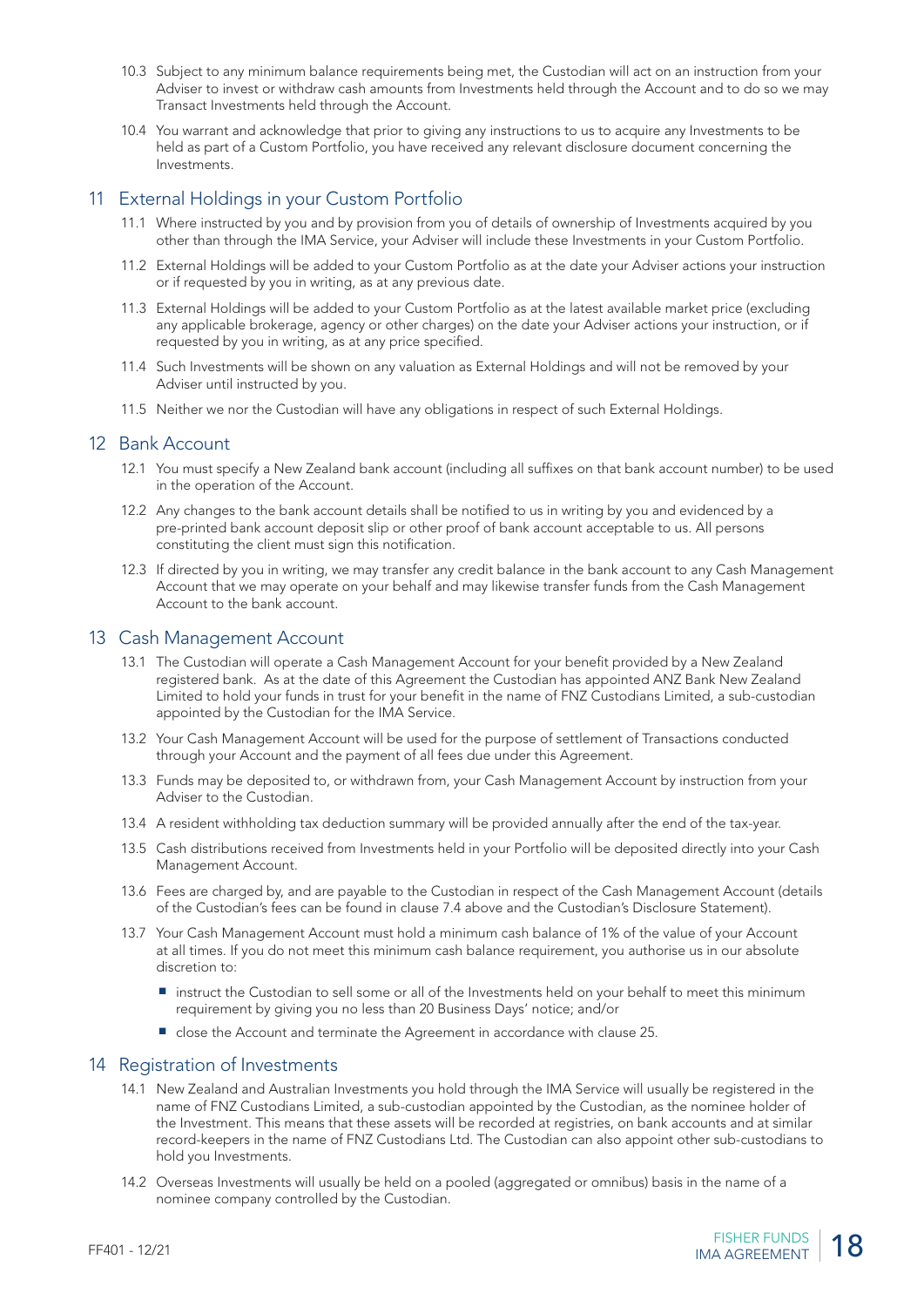10.3 Subject to any minimum balance requirements being met, the Custodian will act on an instruction from your Adviser to invest or withdraw cash amounts from Investments held through the Account and to do so we may Transact Investments held through the Account.

10.4 You warrant and acknowledge that prior to giving any instructions to us to acquire any Investments to be held as part of a Custom Portfolio, you have received any relevant disclosure document concerning the Investments.

## 11 External Holdings in your Custom Portfolio

11.1 Where instructed by you and by provision from you of details of ownership of Investments acquired by you other than through the IMA Service, your Adviser will include these Investments in your Custom Portfolio.

11.2 External Holdings will be added to your Custom Portfolio as at the date your Adviser actions your instruction or if requested by you in writing, as at any previous date.

11.3 External Holdings will be added to your Custom Portfolio as at the latest available market price (excluding any applicable brokerage, agency or other charges) on the date your Adviser actions your instruction, or if requested by you in writing, as at any price specified.

11.4 Such Investments will be shown on any valuation as External Holdings and will not be removed by your Adviser until instructed by you.

11.5 Neither we nor the Custodian will have any obligations in respect of such External Holdings.

## 12 Bank Account

12.1 You must specify a New Zealand bank account (including all suffixes on that bank account number) to be used in the operation of the Account.

12.2 Any changes to the bank account details shall be notified to us in writing by you and evidenced by a pre-printed bank account deposit slip or other proof of bank account acceptable to us. All persons constituting the client must sign this notification.

12.3 If directed by you in writing, we may transfer any credit balance in the bank account to any Cash Management Account that we may operate on your behalf and may likewise transfer funds from the Cash Management Account to the bank account.

## 13 Cash Management Account

13.1 The Custodian will operate a Cash Management Account for your benefit provided by a New Zealand registered bank. As at the date of this Agreement the Custodian has appointed ANZ Bank New Zealand Limited to hold your funds in trust for your benefit in the name of FNZ Custodians Limited, a sub-custodian appointed by the Custodian for the IMA Service.

13.2 Your Cash Management Account will be used for the purpose of settlement of Transactions conducted through your Account and the payment of all fees due under this Agreement.

13.3 Funds may be deposited to, or withdrawn from, your Cash Management Account by instruction from your Adviser to the Custodian.

13.4 A resident withholding tax deduction summary will be provided annually after the end of the tax-year.

13.5 Cash distributions received from Investments held in your Portfolio will be deposited directly into your Cash Management Account.

13.6 Fees are charged by, and are payable to the Custodian in respect of the Cash Management Account (details of the Custodian's fees can be found in clause 7.4 above and the Custodian's Disclosure Statement).

13.7 Your Cash Management Account must hold a minimum cash balance of 1% of the value of your Account at all times. If you do not meet this minimum cash balance requirement, you authorise us in our absolute discretion to:

- instruct the Custodian to sell some or all of the Investments held on your behalf to meet this minimum requirement by giving you no less than 20 Business Days' notice; and/or
- close the Account and terminate the Agreement in accordance with clause 25.

## 14 Registration of Investments

14.1 New Zealand and Australian Investments you hold through the IMA Service will usually be registered in the name of FNZ Custodians Limited, a sub-custodian appointed by the Custodian, as the nominee holder of the Investment. This means that these assets will be recorded at registries, on bank accounts and at similar record-keepers in the name of FNZ Custodians Ltd. The Custodian can also appoint other sub-custodians to hold you Investments.

14.2 Overseas Investments will usually be held on a pooled (aggregated or omnibus) basis in the name of a nominee company controlled by the Custodian.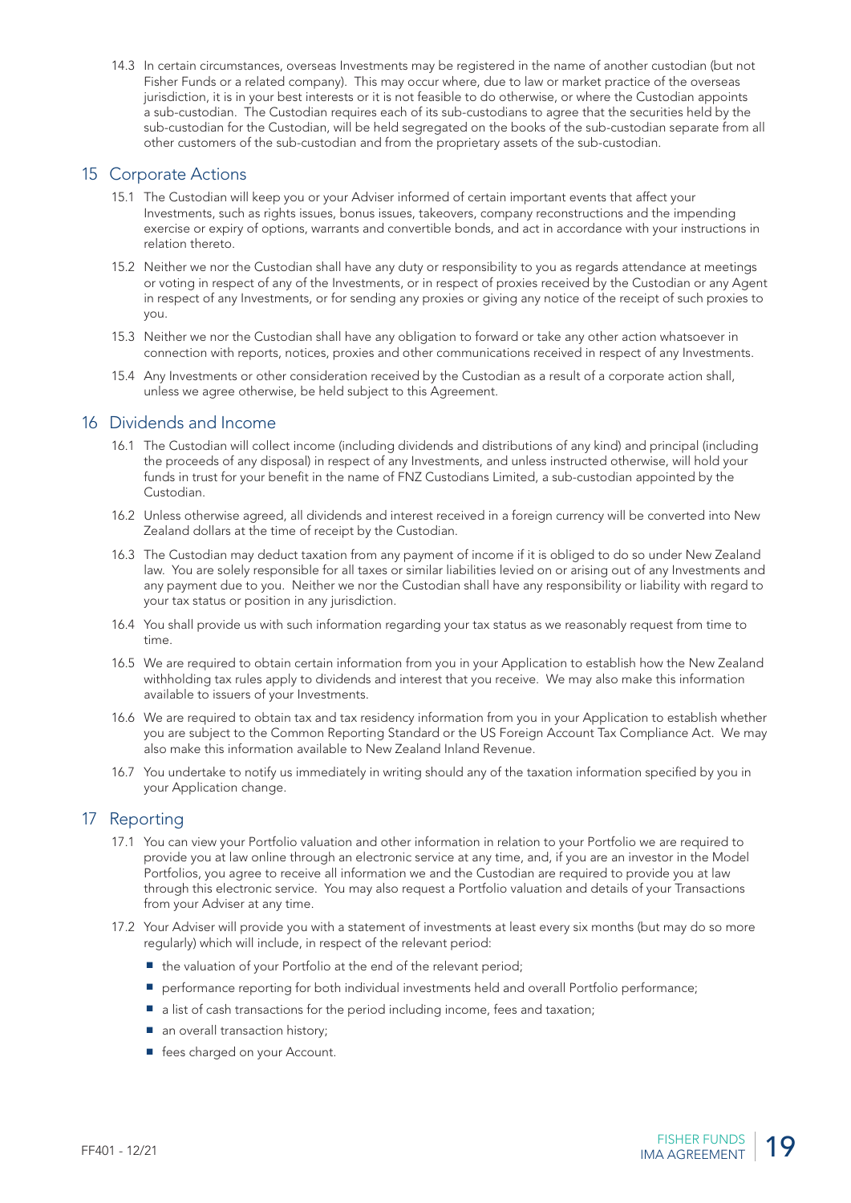14.3 In certain circumstances, overseas Investments may be registered in the name of another custodian (but not Fisher Funds or a related company). This may occur where, due to law or market practice of the overseas jurisdiction, it is in your best interests or it is not feasible to do otherwise, or where the Custodian appoints a sub-custodian. The Custodian requires each of its sub-custodians to agree that the securities held by the sub-custodian for the Custodian, will be held segregated on the books of the sub-custodian separate from all other customers of the sub-custodian and from the proprietary assets of the sub-custodian.

## 15 Corporate Actions

15.1 The Custodian will keep you or your Adviser informed of certain important events that affect your Investments, such as rights issues, bonus issues, takeovers, company reconstructions and the impending exercise or expiry of options, warrants and convertible bonds, and act in accordance with your instructions in relation thereto.

15.2 Neither we nor the Custodian shall have any duty or responsibility to you as regards attendance at meetings or voting in respect of any of the Investments, or in respect of proxies received by the Custodian or any Agent in respect of any Investments, or for sending any proxies or giving any notice of the receipt of such proxies to you.

15.3 Neither we nor the Custodian shall have any obligation to forward or take any other action whatsoever in connection with reports, notices, proxies and other communications received in respect of any Investments.

15.4 Any Investments or other consideration received by the Custodian as a result of a corporate action shall, unless we agree otherwise, be held subject to this Agreement.

## 16 Dividends and Income

16.1 The Custodian will collect income (including dividends and distributions of any kind) and principal (including the proceeds of any disposal) in respect of any Investments, and unless instructed otherwise, will hold your funds in trust for your benefit in the name of FNZ Custodians Limited, a sub-custodian appointed by the Custodian.

16.2 Unless otherwise agreed, all dividends and interest received in a foreign currency will be converted into New Zealand dollars at the time of receipt by the Custodian.

16.3 The Custodian may deduct taxation from any payment of income if it is obliged to do so under New Zealand law. You are solely responsible for all taxes or similar liabilities levied on or arising out of any Investments and any payment due to you. Neither we nor the Custodian shall have any responsibility or liability with regard to your tax status or position in any jurisdiction.

16.4 You shall provide us with such information regarding your tax status as we reasonably request from time to time.

16.5 We are required to obtain certain information from you in your Application to establish how the New Zealand withholding tax rules apply to dividends and interest that you receive. We may also make this information available to issuers of your Investments.

16.6 We are required to obtain tax and tax residency information from you in your Application to establish whether you are subject to the Common Reporting Standard or the US Foreign Account Tax Compliance Act. We may also make this information available to New Zealand Inland Revenue.

16.7 You undertake to notify us immediately in writing should any of the taxation information specified by you in your Application change.

## 17 Reporting

17.1 You can view your Portfolio valuation and other information in relation to your Portfolio we are required to provide you at law online through an electronic service at any time, and, if you are an investor in the Model Portfolios, you agree to receive all information we and the Custodian are required to provide you at law through this electronic service. You may also request a Portfolio valuation and details of your Transactions from your Adviser at any time.

17.2 Your Adviser will provide you with a statement of investments at least every six months (but may do so more regularly) which will include, in respect of the relevant period:

- the valuation of your Portfolio at the end of the relevant period;
- performance reporting for both individual investments held and overall Portfolio performance;
- a list of cash transactions for the period including income, fees and taxation;
- an overall transaction history;
- fees charged on your Account.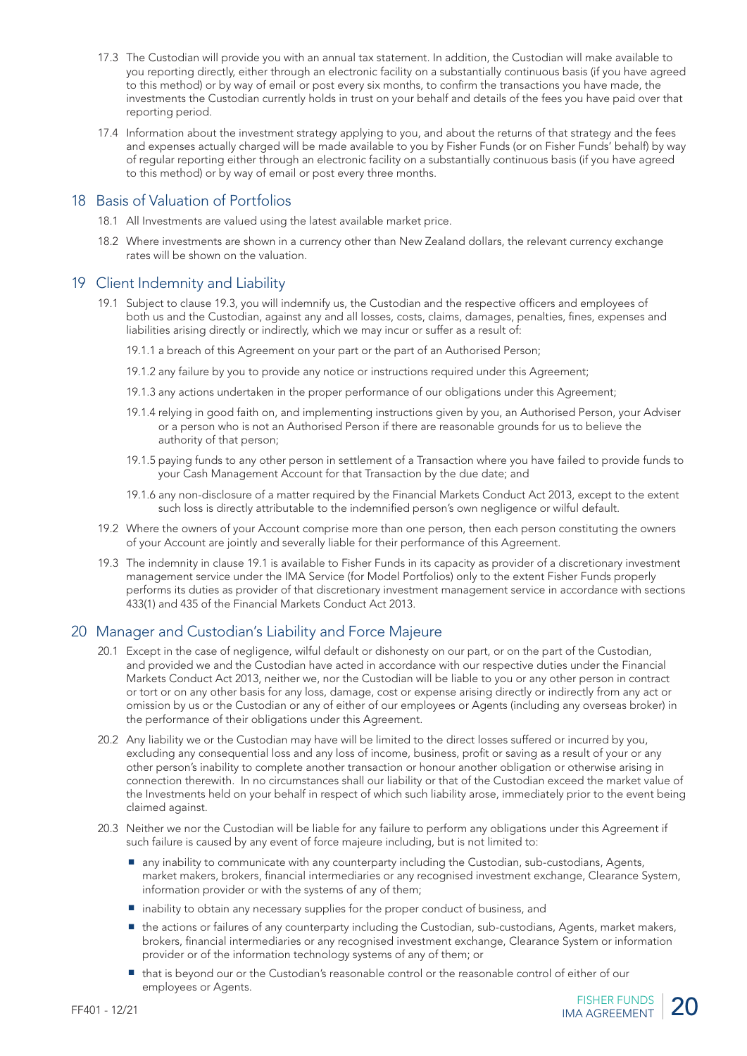17.3 The Custodian will provide you with an annual tax statement. In addition, the Custodian will make available to you reporting directly, either through an electronic facility on a substantially continuous basis (if you have agreed to this method) or by way of email or post every six months, to confirm the transactions you have made, the investments the Custodian currently holds in trust on your behalf and details of the fees you have paid over that reporting period.

17.4 Information about the investment strategy applying to you, and about the returns of that strategy and the fees and expenses actually charged will be made available to you by Fisher Funds (or on Fisher Funds' behalf) by way of regular reporting either through an electronic facility on a substantially continuous basis (if you have agreed to this method) or by way of email or post every three months.

## 18 Basis of Valuation of Portfolios

18.1 All Investments are valued using the latest available market price.

18.2 Where investments are shown in a currency other than New Zealand dollars, the relevant currency exchange rates will be shown on the valuation.

## 19 Client Indemnity and Liability

19.1 Subject to clause 19.3, you will indemnify us, the Custodian and the respective officers and employees of both us and the Custodian, against any and all losses, costs, claims, damages, penalties, fines, expenses and liabilities arising directly or indirectly, which we may incur or suffer as a result of:

19.1.1 a breach of this Agreement on your part or the part of an Authorised Person;

19.1.2 any failure by you to provide any notice or instructions required under this Agreement;

19.1.3 any actions undertaken in the proper performance of our obligations under this Agreement;

19.1.4 relying in good faith on, and implementing instructions given by you, an Authorised Person, your Adviser or a person who is not an Authorised Person if there are reasonable grounds for us to believe the authority of that person;

19.1.5 paying funds to any other person in settlement of a Transaction where you have failed to provide funds to your Cash Management Account for that Transaction by the due date; and

19.1.6 any non-disclosure of a matter required by the Financial Markets Conduct Act 2013, except to the extent such loss is directly attributable to the indemnified person's own negligence or wilful default.

19.2 Where the owners of your Account comprise more than one person, then each person constituting the owners of your Account are jointly and severally liable for their performance of this Agreement.

19.3 The indemnity in clause 19.1 is available to Fisher Funds in its capacity as provider of a discretionary investment management service under the IMA Service (for Model Portfolios) only to the extent Fisher Funds properly performs its duties as provider of that discretionary investment management service in accordance with sections 433(1) and 435 of the Financial Markets Conduct Act 2013.

## 20 Manager and Custodian's Liability and Force Majeure

20.1 Except in the case of negligence, wilful default or dishonesty on our part, or on the part of the Custodian, and provided we and the Custodian have acted in accordance with our respective duties under the Financial Markets Conduct Act 2013, neither we, nor the Custodian will be liable to you or any other person in contract or tort or on any other basis for any loss, damage, cost or expense arising directly or indirectly from any act or omission by us or the Custodian or any of either of our employees or Agents (including any overseas broker) in the performance of their obligations under this Agreement.

20.2 Any liability we or the Custodian may have will be limited to the direct losses suffered or incurred by you, excluding any consequential loss and any loss of income, business, profit or saving as a result of your or any other person's inability to complete another transaction or honour another obligation or otherwise arising in connection therewith. In no circumstances shall our liability or that of the Custodian exceed the market value of the Investments held on your behalf in respect of which such liability arose, immediately prior to the event being claimed against.

20.3 Neither we nor the Custodian will be liable for any failure to perform any obligations under this Agreement if such failure is caused by any event of force majeure including, but is not limited to:

- any inability to communicate with any counterparty including the Custodian, sub-custodians, Agents, market makers, brokers, financial intermediaries or any recognised investment exchange, Clearance System, information provider or with the systems of any of them;
- inability to obtain any necessary supplies for the proper conduct of business, and
- the actions or failures of any counterparty including the Custodian, sub-custodians, Agents, market makers, brokers, financial intermediaries or any recognised investment exchange, Clearance System or information provider or of the information technology systems of any of them; or
- that is beyond our or the Custodian's reasonable control or the reasonable control of either of our employees or Agents.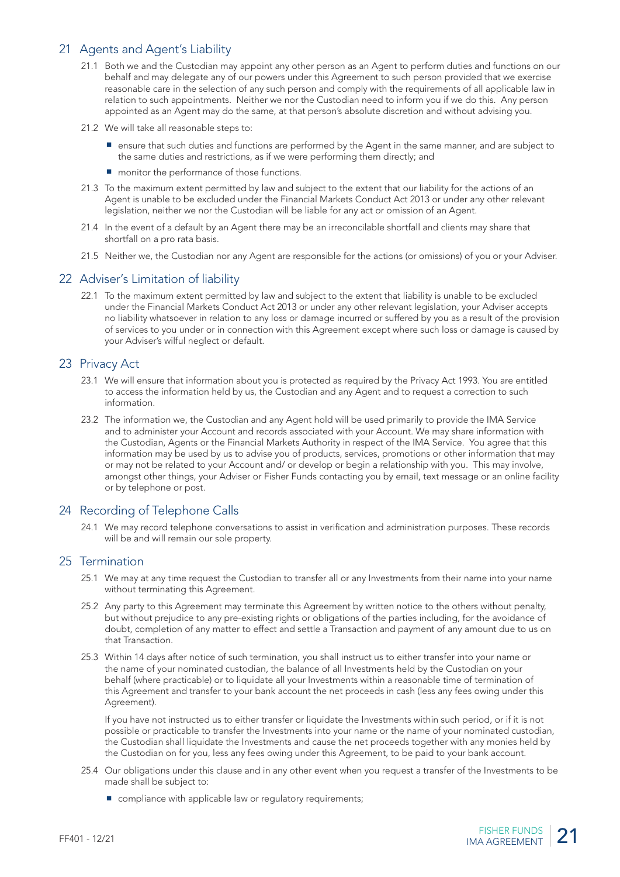## 21 Agents and Agent's Liability

21.1 Both we and the Custodian may appoint any other person as an Agent to perform duties and functions on our behalf and may delegate any of our powers under this Agreement to such person provided that we exercise reasonable care in the selection of any such person and comply with the requirements of all applicable law in relation to such appointments. Neither we nor the Custodian need to inform you if we do this. Any person appointed as an Agent may do the same, at that person's absolute discretion and without advising you.

21.2 We will take all reasonable steps to:

- ensure that such duties and functions are performed by the Agent in the same manner, and are subject to the same duties and restrictions, as if we were performing them directly; and
- monitor the performance of those functions.

21.3 To the maximum extent permitted by law and subject to the extent that our liability for the actions of an Agent is unable to be excluded under the Financial Markets Conduct Act 2013 or under any other relevant legislation, neither we nor the Custodian will be liable for any act or omission of an Agent.

21.4 In the event of a default by an Agent there may be an irreconcilable shortfall and clients may share that shortfall on a pro rata basis.

21.5 Neither we, the Custodian nor any Agent are responsible for the actions (or omissions) of you or your Adviser.

## 22 Adviser's Limitation of liability

22.1 To the maximum extent permitted by law and subject to the extent that liability is unable to be excluded under the Financial Markets Conduct Act 2013 or under any other relevant legislation, your Adviser accepts no liability whatsoever in relation to any loss or damage incurred or suffered by you as a result of the provision of services to you under or in connection with this Agreement except where such loss or damage is caused by your Adviser's wilful neglect or default.

## 23 Privacy Act

23.1 We will ensure that information about you is protected as required by the Privacy Act 1993. You are entitled to access the information held by us, the Custodian and any Agent and to request a correction to such information.

23.2 The information we, the Custodian and any Agent hold will be used primarily to provide the IMA Service and to administer your Account and records associated with your Account. We may share information with the Custodian, Agents or the Financial Markets Authority in respect of the IMA Service. You agree that this information may be used by us to advise you of products, services, promotions or other information that may or may not be related to your Account and/ or develop or begin a relationship with you. This may involve, amongst other things, your Adviser or Fisher Funds contacting you by email, text message or an online facility or by telephone or post.

## 24 Recording of Telephone Calls

24.1 We may record telephone conversations to assist in verification and administration purposes. These records will be and will remain our sole property.

## 25 Termination

25.1 We may at any time request the Custodian to transfer all or any Investments from their name into your name without terminating this Agreement.

25.2 Any party to this Agreement may terminate this Agreement by written notice to the others without penalty, but without prejudice to any pre-existing rights or obligations of the parties including, for the avoidance of doubt, completion of any matter to effect and settle a Transaction and payment of any amount due to us on that Transaction.

25.3 Within 14 days after notice of such termination, you shall instruct us to either transfer into your name or the name of your nominated custodian, the balance of all Investments held by the Custodian on your behalf (where practicable) or to liquidate all your Investments within a reasonable time of termination of this Agreement and transfer to your bank account the net proceeds in cash (less any fees owing under this Agreement).

If you have not instructed us to either transfer or liquidate the Investments within such period, or if it is not possible or practicable to transfer the Investments into your name or the name of your nominated custodian, the Custodian shall liquidate the Investments and cause the net proceeds together with any monies held by the Custodian on for you, less any fees owing under this Agreement, to be paid to your bank account.

25.4 Our obligations under this clause and in any other event when you request a transfer of the Investments to be made shall be subject to:

- compliance with applicable law or regulatory requirements;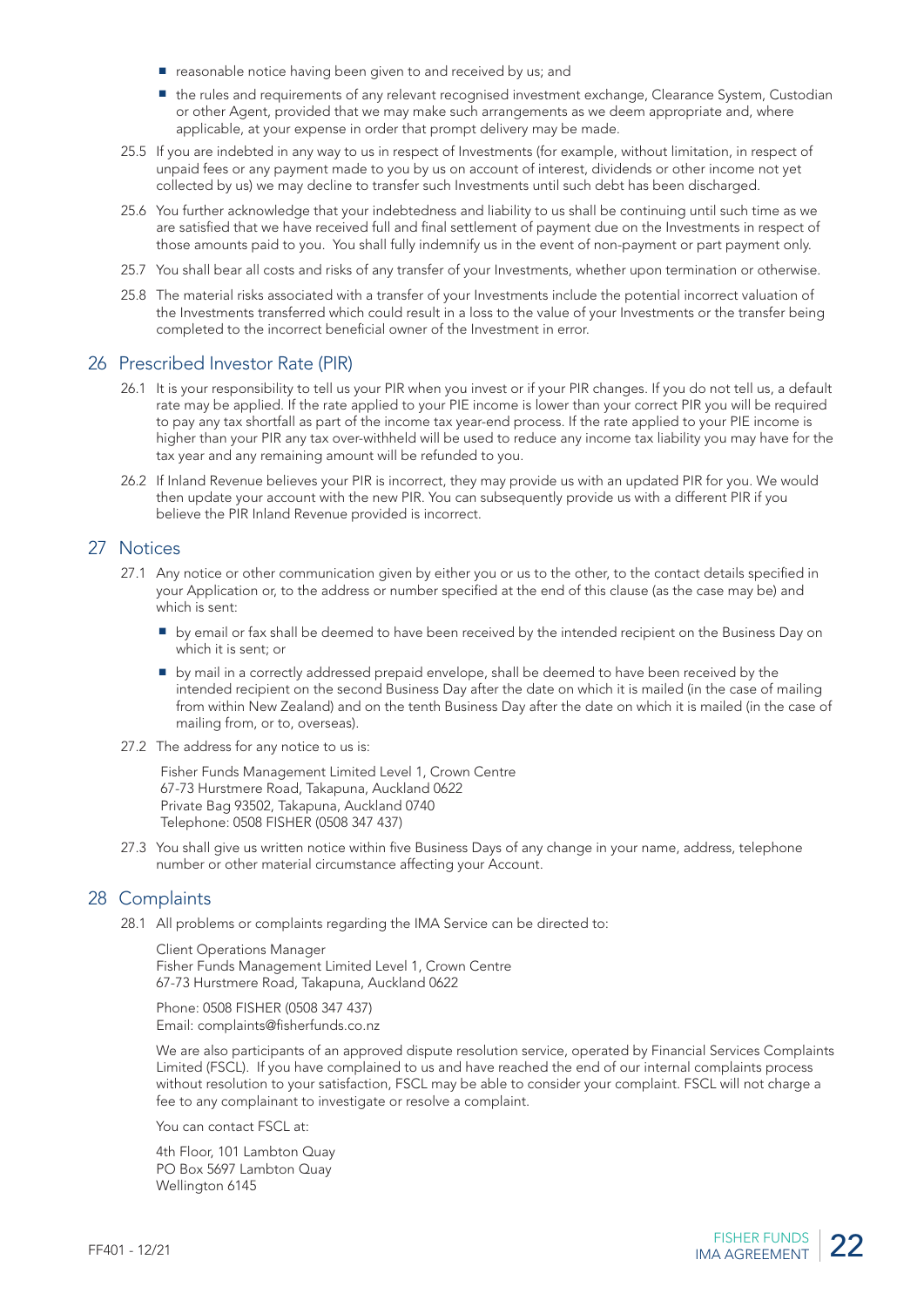- reasonable notice having been given to and received by us; and
- the rules and requirements of any relevant recognised investment exchange, Clearance System, Custodian or other Agent, provided that we may make such arrangements as we deem appropriate and, where applicable, at your expense in order that prompt delivery may be made.

25.5 If you are indebted in any way to us in respect of Investments (for example, without limitation, in respect of unpaid fees or any payment made to you by us on account of interest, dividends or other income not yet collected by us) we may decline to transfer such Investments until such debt has been discharged.

25.6 You further acknowledge that your indebtedness and liability to us shall be continuing until such time as we are satisfied that we have received full and final settlement of payment due on the Investments in respect of those amounts paid to you. You shall fully indemnify us in the event of non-payment or part payment only.

25.7 You shall bear all costs and risks of any transfer of your Investments, whether upon termination or otherwise.

25.8 The material risks associated with a transfer of your Investments include the potential incorrect valuation of the Investments transferred which could result in a loss to the value of your Investments or the transfer being completed to the incorrect beneficial owner of the Investment in error.

## 26 Prescribed Investor Rate (PIR)

26.1 It is your responsibility to tell us your PIR when you invest or if your PIR changes. If you do not tell us, a default rate may be applied. If the rate applied to your PIE income is lower than your correct PIR you will be required to pay any tax shortfall as part of the income tax year-end process. If the rate applied to your PIE income is higher than your PIR any tax over-withheld will be used to reduce any income tax liability you may have for the tax year and any remaining amount will be refunded to you.

26.2 If Inland Revenue believes your PIR is incorrect, they may provide us with an updated PIR for you. We would then update your account with the new PIR. You can subsequently provide us with a different PIR if you believe the PIR Inland Revenue provided is incorrect.

## 27 Notices

27.1 Any notice or other communication given by either you or us to the other, to the contact details specified in your Application or, to the address or number specified at the end of this clause (as the case may be) and which is sent:

- by email or fax shall be deemed to have been received by the intended recipient on the Business Day on which it is sent; or
- by mail in a correctly addressed prepaid envelope, shall be deemed to have been received by the intended recipient on the second Business Day after the date on which it is mailed (in the case of mailing from within New Zealand) and on the tenth Business Day after the date on which it is mailed (in the case of mailing from, or to, overseas).

27.2 The address for any notice to us is:

Fisher Funds Management Limited Level 1, Crown Centre
67-73 Hurstmere Road, Takapuna, Auckland 0622
Private Bag 93502, Takapuna, Auckland 0740
Telephone: 0508 FISHER (0508 347 437)

27.3 You shall give us written notice within five Business Days of any change in your name, address, telephone number or other material circumstance affecting your Account.

## 28 Complaints

28.1 All problems or complaints regarding the IMA Service can be directed to:

Client Operations Manager
Fisher Funds Management Limited Level 1, Crown Centre
67-73 Hurstmere Road, Takapuna, Auckland 0622

Phone: 0508 FISHER (0508 347 437)
Email: complaints@fisherfunds.co.nz

We are also participants of an approved dispute resolution service, operated by Financial Services Complaints Limited (FSCL). If you have complained to us and have reached the end of our internal complaints process without resolution to your satisfaction, FSCL may be able to consider your complaint. FSCL will not charge a fee to any complainant to investigate or resolve a complaint.

You can contact FSCL at:

4th Floor, 101 Lambton Quay
PO Box 5697 Lambton Quay
Wellington 6145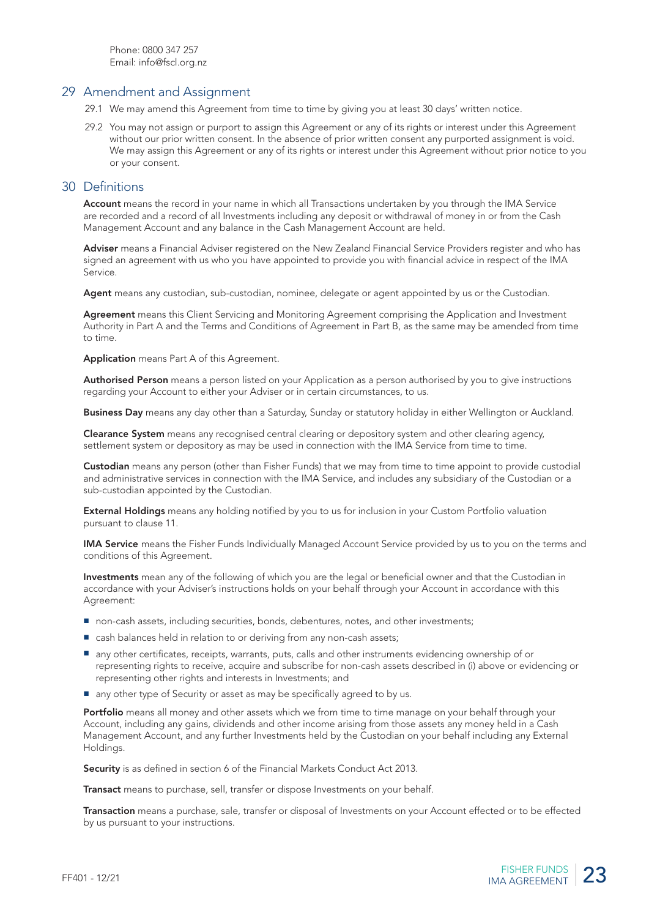Phone: 0800 347 257
Email: info@fscl.org.nz

## 29 Amendment and Assignment

29.1 We may amend this Agreement from time to time by giving you at least 30 days' written notice.

29.2 You may not assign or purport to assign this Agreement or any of its rights or interest under this Agreement without our prior written consent. In the absence of prior written consent any purported assignment is void. We may assign this Agreement or any of its rights or interest under this Agreement without prior notice to you or your consent.

## 30 Definitions

**Account** means the record in your name in which all Transactions undertaken by you through the IMA Service are recorded and a record of all Investments including any deposit or withdrawal of money in or from the Cash Management Account and any balance in the Cash Management Account are held.

**Adviser** means a Financial Adviser registered on the New Zealand Financial Service Providers register and who has signed an agreement with us who you have appointed to provide you with financial advice in respect of the IMA Service.

**Agent** means any custodian, sub-custodian, nominee, delegate or agent appointed by us or the Custodian.

**Agreement** means this Client Servicing and Monitoring Agreement comprising the Application and Investment Authority in Part A and the Terms and Conditions of Agreement in Part B, as the same may be amended from time to time.

**Application** means Part A of this Agreement.

**Authorised Person** means a person listed on your Application as a person authorised by you to give instructions regarding your Account to either your Adviser or in certain circumstances, to us.

**Business Day** means any day other than a Saturday, Sunday or statutory holiday in either Wellington or Auckland.

**Clearance System** means any recognised central clearing or depository system and other clearing agency, settlement system or depository as may be used in connection with the IMA Service from time to time.

**Custodian** means any person (other than Fisher Funds) that we may from time to time appoint to provide custodial and administrative services in connection with the IMA Service, and includes any subsidiary of the Custodian or a sub-custodian appointed by the Custodian.

**External Holdings** means any holding notified by you to us for inclusion in your Custom Portfolio valuation pursuant to clause 11.

**IMA Service** means the Fisher Funds Individually Managed Account Service provided by us to you on the terms and conditions of this Agreement.

**Investments** mean any of the following of which you are the legal or beneficial owner and that the Custodian in accordance with your Adviser's instructions holds on your behalf through your Account in accordance with this Agreement:

- non-cash assets, including securities, bonds, debentures, notes, and other investments;
- cash balances held in relation to or deriving from any non-cash assets;
- any other certificates, receipts, warrants, puts, calls and other instruments evidencing ownership of or representing rights to receive, acquire and subscribe for non-cash assets described in (i) above or evidencing or representing other rights and interests in Investments; and
- any other type of Security or asset as may be specifically agreed to by us.

**Portfolio** means all money and other assets which we from time to time manage on your behalf through your Account, including any gains, dividends and other income arising from those assets any money held in a Cash Management Account, and any further Investments held by the Custodian on your behalf including any External Holdings.

**Security** is as defined in section 6 of the Financial Markets Conduct Act 2013.

**Transact** means to purchase, sell, transfer or dispose Investments on your behalf.

**Transaction** means a purchase, sale, transfer or disposal of Investments on your Account effected or to be effected by us pursuant to your instructions.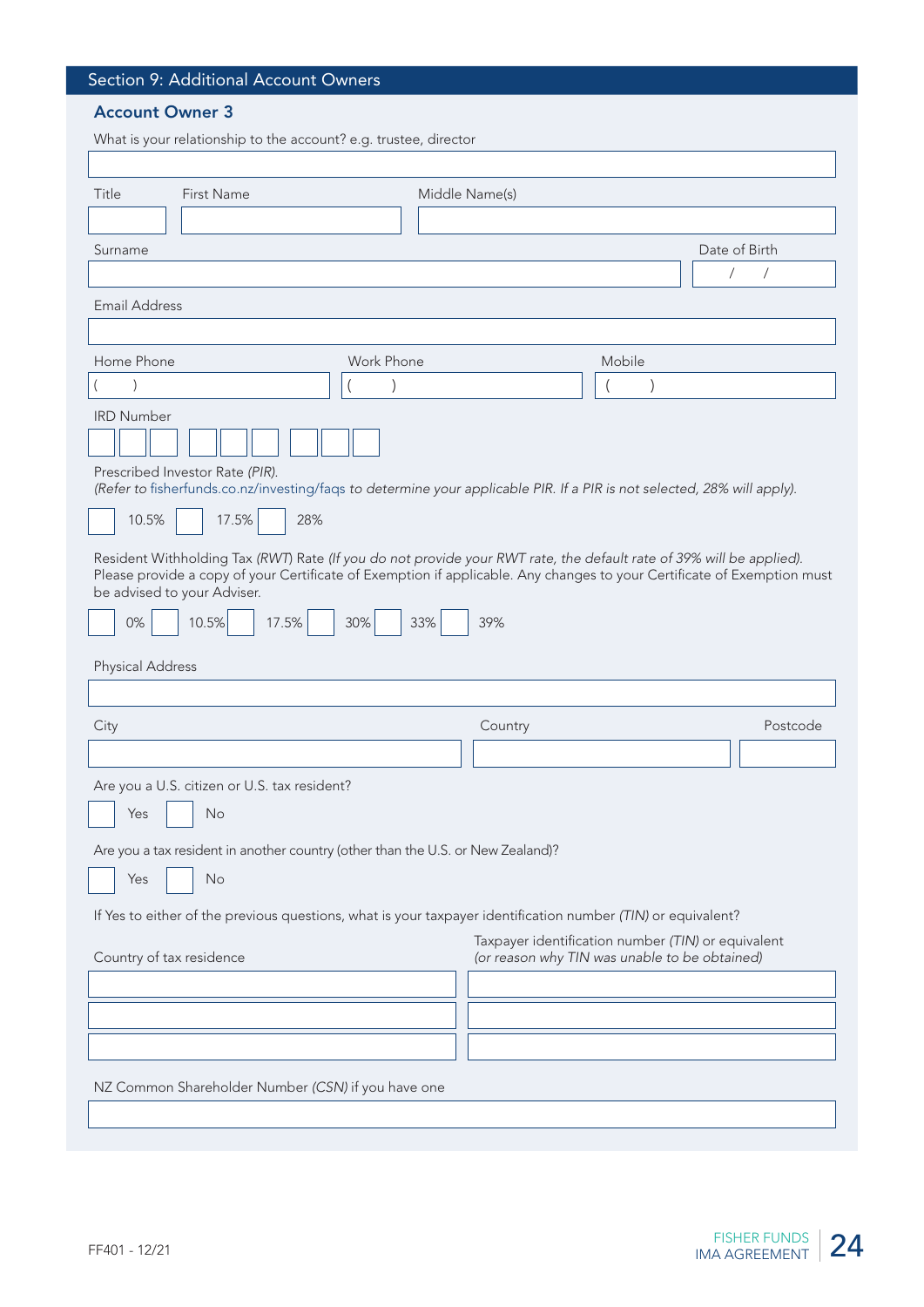## Section 9: Additional Account Owners

### Account Owner 3

What is your relationship to the account? e.g. trustee, director

Title | First Name | Middle Name(s)

Surname | Date of Birth / /

Email Address

Home Phone ( ) | Work Phone ( ) | Mobile ( )

IRD Number

Prescribed Investor Rate *(PIR).*
*(Refer to* fisherfunds.co.nz/investing/faqs *to determine your applicable PIR. If a PIR is not selected, 28% will apply).*

☐ 10.5% ☐ 17.5% ☐ 28%

Resident Withholding Tax *(RWT)* Rate *(If you do not provide your RWT rate, the default rate of 39% will be applied).* Please provide a copy of your Certificate of Exemption if applicable. Any changes to your Certificate of Exemption must be advised to your Adviser.

☐ 0% ☐ 10.5% ☐ 17.5% ☐ 30% ☐ 33% ☐ 39%

Physical Address

City | Country | Postcode

Are you a U.S. citizen or U.S. tax resident?

☐ Yes ☐ No

Are you a tax resident in another country (other than the U.S. or New Zealand)?

☐ Yes ☐ No

If Yes to either of the previous questions, what is your taxpayer identification number *(TIN)* or equivalent?

| Country of tax residence | Taxpayer identification number *(TIN)* or equivalent *(or reason why TIN was unable to be obtained)* |
|---|---|
| | |
| | |
| | |

NZ Common Shareholder Number *(CSN)* if you have one

FF401 - 12/21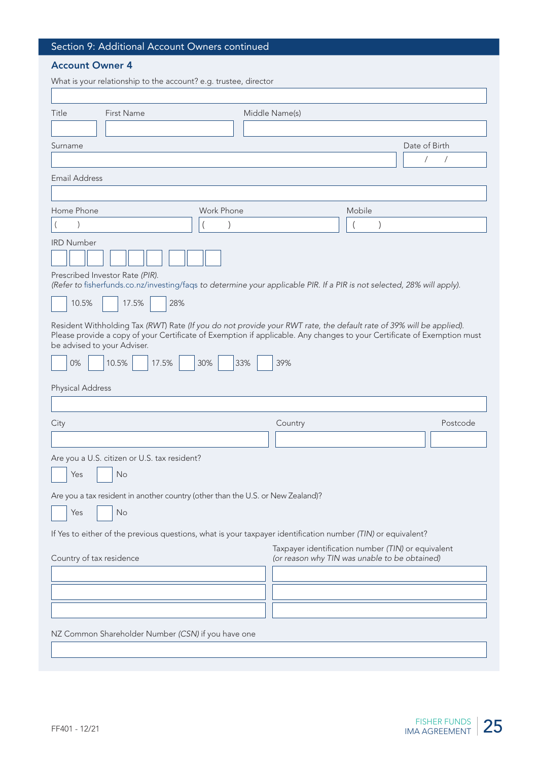## Section 9: Additional Account Owners continued

### Account Owner 4

What is your relationship to the account? e.g. trustee, director

Title

First Name

Middle Name(s)

Surname

Date of Birth

/ /

Email Address

Home Phone

( )

Work Phone

( )

Mobile

( )

IRD Number

Prescribed Investor Rate *(PIR)*.
*(Refer to fisherfunds.co.nz/investing/faqs to determine your applicable PIR. If a PIR is not selected, 28% will apply).*

☐ 10.5% ☐ 17.5% ☐ 28%

Resident Withholding Tax *(RWT)* Rate *(If you do not provide your RWT rate, the default rate of 39% will be applied).*
Please provide a copy of your Certificate of Exemption if applicable. Any changes to your Certificate of Exemption must be advised to your Adviser.

☐ 0% ☐ 10.5% ☐ 17.5% ☐ 30% ☐ 33% ☐ 39%

Physical Address

City

Country

Postcode

Are you a U.S. citizen or U.S. tax resident?

☐ Yes ☐ No

Are you a tax resident in another country (other than the U.S. or New Zealand)?

☐ Yes ☐ No

If Yes to either of the previous questions, what is your taxpayer identification number *(TIN)* or equivalent?

| Country of tax residence | Taxpayer identification number *(TIN)* or equivalent *(or reason why TIN was unable to be obtained)* |
|---|---|
| | |
| | |
| | |

NZ Common Shareholder Number *(CSN)* if you have one

FF401 - 12/21